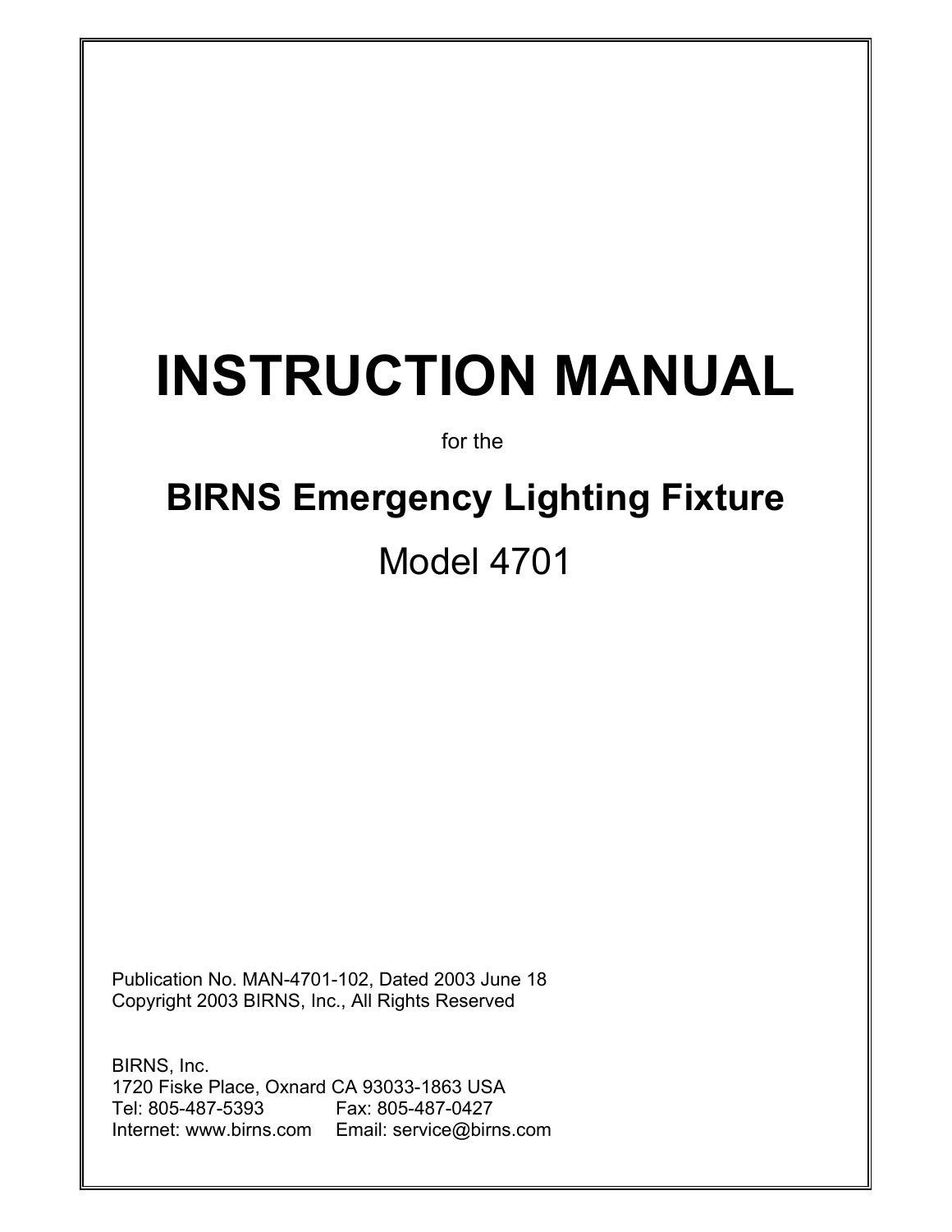# INSTRUCTION MANUAL

for the

## BIRNS Emergency Lighting Fixture

Model 4701

Publication No. MAN-4701-102, Dated 2003 June 18
Copyright 2003 BIRNS, Inc., All Rights Reserved

BIRNS, Inc.
1720 Fiske Place, Oxnard CA 93033-1863 USA
Tel: 805-487-5393 Fax: 805-487-0427
Internet: www.birns.com Email: service@birns.com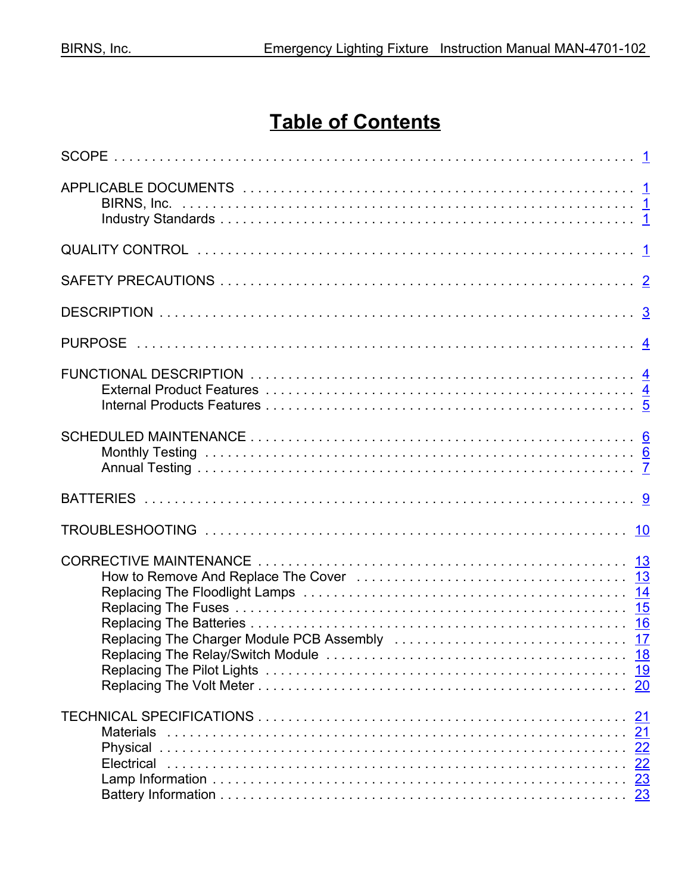# Table of Contents

SCOPE . . . . . . . . . . . . . . . . . . . . . . . . . . . . . . . . . . . . . . . . . . . . . . . . . . . . . . . . . . 1

APPLICABLE DOCUMENTS . . . . . . . . . . . . . . . . . . . . . . . . . . . . . . . . . . . . . . . . . . . 1
- BIRNS, Inc. . . . . . . . . . . . . . . . . . . . . . . . . . . . . . . . . . . . . . . . . . . . . . . . . . 1
- Industry Standards . . . . . . . . . . . . . . . . . . . . . . . . . . . . . . . . . . . . . . . . . . . . 1

QUALITY CONTROL . . . . . . . . . . . . . . . . . . . . . . . . . . . . . . . . . . . . . . . . . . . . . . . 1

SAFETY PRECAUTIONS . . . . . . . . . . . . . . . . . . . . . . . . . . . . . . . . . . . . . . . . . . . . 2

DESCRIPTION . . . . . . . . . . . . . . . . . . . . . . . . . . . . . . . . . . . . . . . . . . . . . . . . . . . 3

PURPOSE . . . . . . . . . . . . . . . . . . . . . . . . . . . . . . . . . . . . . . . . . . . . . . . . . . . . . 4

FUNCTIONAL DESCRIPTION . . . . . . . . . . . . . . . . . . . . . . . . . . . . . . . . . . . . . . . . 4
- External Product Features . . . . . . . . . . . . . . . . . . . . . . . . . . . . . . . . . . . . . . . . 4
- Internal Products Features . . . . . . . . . . . . . . . . . . . . . . . . . . . . . . . . . . . . . . . . 5

SCHEDULED MAINTENANCE . . . . . . . . . . . . . . . . . . . . . . . . . . . . . . . . . . . . . . . . 6
- Monthly Testing . . . . . . . . . . . . . . . . . . . . . . . . . . . . . . . . . . . . . . . . . . . . . . . 6
- Annual Testing . . . . . . . . . . . . . . . . . . . . . . . . . . . . . . . . . . . . . . . . . . . . . . . . 7

BATTERIES . . . . . . . . . . . . . . . . . . . . . . . . . . . . . . . . . . . . . . . . . . . . . . . . . . . . 9

TROUBLESHOOTING . . . . . . . . . . . . . . . . . . . . . . . . . . . . . . . . . . . . . . . . . . . . . . 10

CORRECTIVE MAINTENANCE . . . . . . . . . . . . . . . . . . . . . . . . . . . . . . . . . . . . . . . 13
- How to Remove And Replace The Cover . . . . . . . . . . . . . . . . . . . . . . . . . . . . . . 13
- Replacing The Floodlight Lamps . . . . . . . . . . . . . . . . . . . . . . . . . . . . . . . . . . . . 14
- Replacing The Fuses . . . . . . . . . . . . . . . . . . . . . . . . . . . . . . . . . . . . . . . . . . . . 15
- Replacing The Batteries . . . . . . . . . . . . . . . . . . . . . . . . . . . . . . . . . . . . . . . . . . 16
- Replacing The Charger Module PCB Assembly . . . . . . . . . . . . . . . . . . . . . . . . . . 17
- Replacing The Relay/Switch Module . . . . . . . . . . . . . . . . . . . . . . . . . . . . . . . . . 18
- Replacing The Pilot Lights . . . . . . . . . . . . . . . . . . . . . . . . . . . . . . . . . . . . . . . . 19
- Replacing The Volt Meter . . . . . . . . . . . . . . . . . . . . . . . . . . . . . . . . . . . . . . . . . 20

TECHNICAL SPECIFICATIONS . . . . . . . . . . . . . . . . . . . . . . . . . . . . . . . . . . . . . . . 21
- Materials . . . . . . . . . . . . . . . . . . . . . . . . . . . . . . . . . . . . . . . . . . . . . . . . . . . . 21
- Physical . . . . . . . . . . . . . . . . . . . . . . . . . . . . . . . . . . . . . . . . . . . . . . . . . . . . . 22
- Electrical . . . . . . . . . . . . . . . . . . . . . . . . . . . . . . . . . . . . . . . . . . . . . . . . . . . . 22
- Lamp Information . . . . . . . . . . . . . . . . . . . . . . . . . . . . . . . . . . . . . . . . . . . . . . 23
- Battery Information . . . . . . . . . . . . . . . . . . . . . . . . . . . . . . . . . . . . . . . . . . . . . 23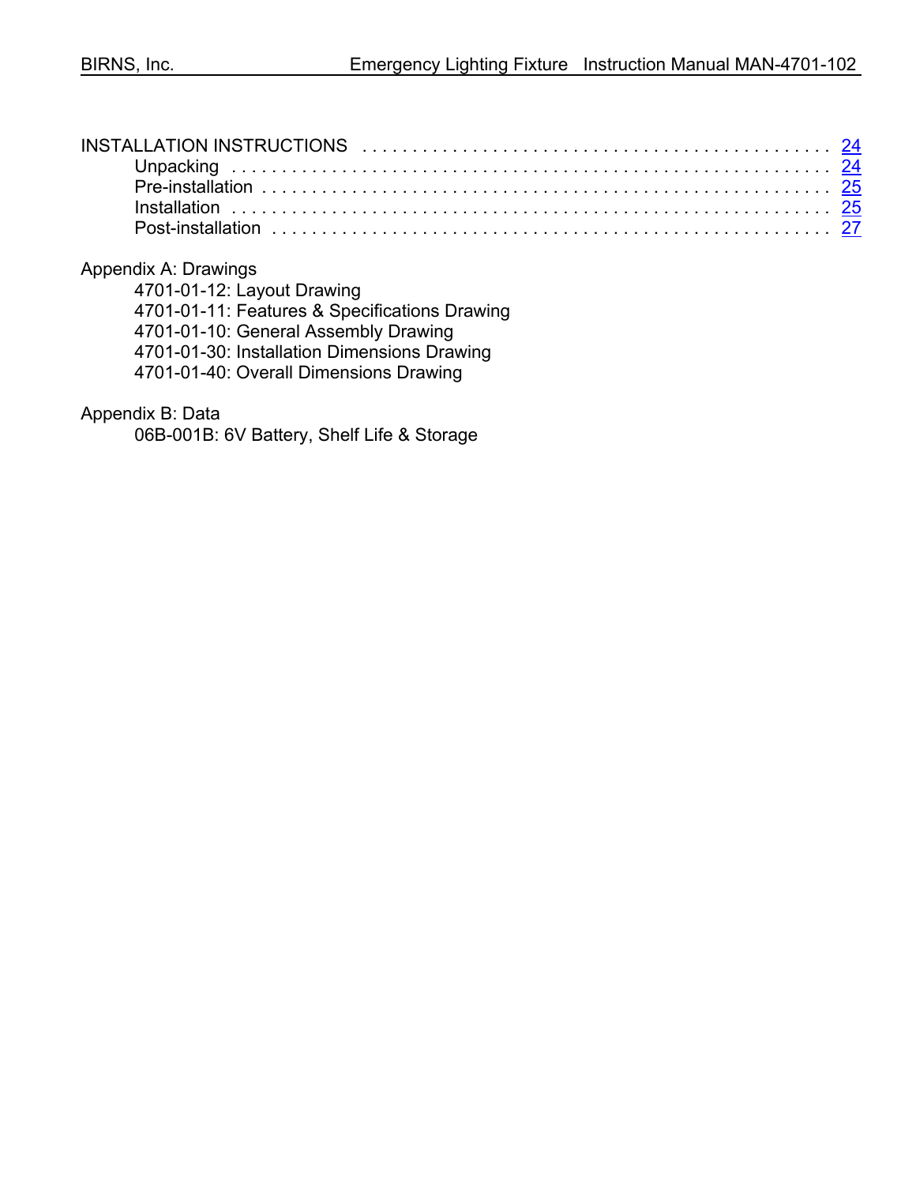INSTALLATION INSTRUCTIONS . . . . . . . . . . . . . . . . . . . . . . . . . . . . . . . . . . . . . . . . . . . . . . 24
- Unpacking . . . . . . . . . . . . . . . . . . . . . . . . . . . . . . . . . . . . . . . . . . . . . . . . . . . . . . . . . . . . . 24
- Pre-installation . . . . . . . . . . . . . . . . . . . . . . . . . . . . . . . . . . . . . . . . . . . . . . . . . . . . . . . . 25
- Installation . . . . . . . . . . . . . . . . . . . . . . . . . . . . . . . . . . . . . . . . . . . . . . . . . . . . . . . . . . . . 25
- Post-installation . . . . . . . . . . . . . . . . . . . . . . . . . . . . . . . . . . . . . . . . . . . . . . . . . . . . . . . . 27

Appendix A: Drawings
- 4701-01-12: Layout Drawing
- 4701-01-11: Features & Specifications Drawing
- 4701-01-10: General Assembly Drawing
- 4701-01-30: Installation Dimensions Drawing
- 4701-01-40: Overall Dimensions Drawing

Appendix B: Data
- 06B-001B: 6V Battery, Shelf Life & Storage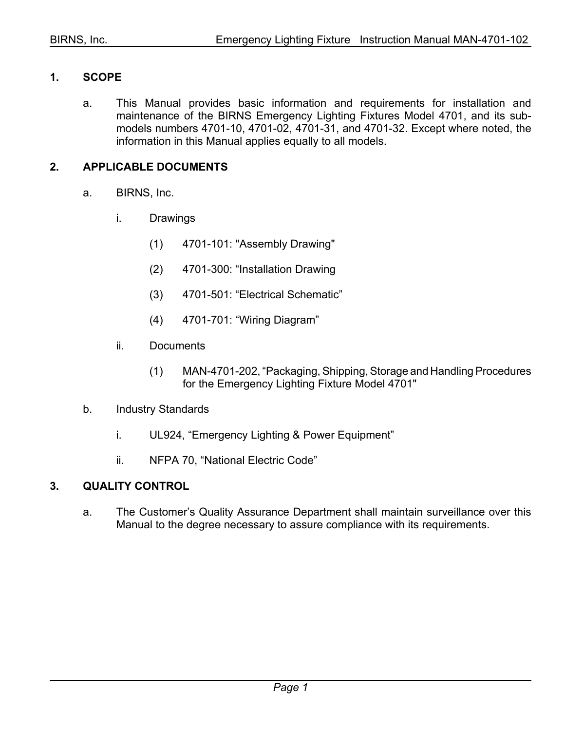## 1. SCOPE

a. This Manual provides basic information and requirements for installation and maintenance of the BIRNS Emergency Lighting Fixtures Model 4701, and its sub-models numbers 4701-10, 4701-02, 4701-31, and 4701-32. Except where noted, the information in this Manual applies equally to all models.

## 2. APPLICABLE DOCUMENTS

a. BIRNS, Inc.

   i. Drawings

      (1) 4701-101: "Assembly Drawing"

      (2) 4701-300: “Installation Drawing

      (3) 4701-501: “Electrical Schematic”

      (4) 4701-701: “Wiring Diagram”

   ii. Documents

      (1) MAN-4701-202, “Packaging, Shipping, Storage and Handling Procedures for the Emergency Lighting Fixture Model 4701"

b. Industry Standards

   i. UL924, “Emergency Lighting & Power Equipment”

   ii. NFPA 70, “National Electric Code”

## 3. QUALITY CONTROL

a. The Customer’s Quality Assurance Department shall maintain surveillance over this Manual to the degree necessary to assure compliance with its requirements.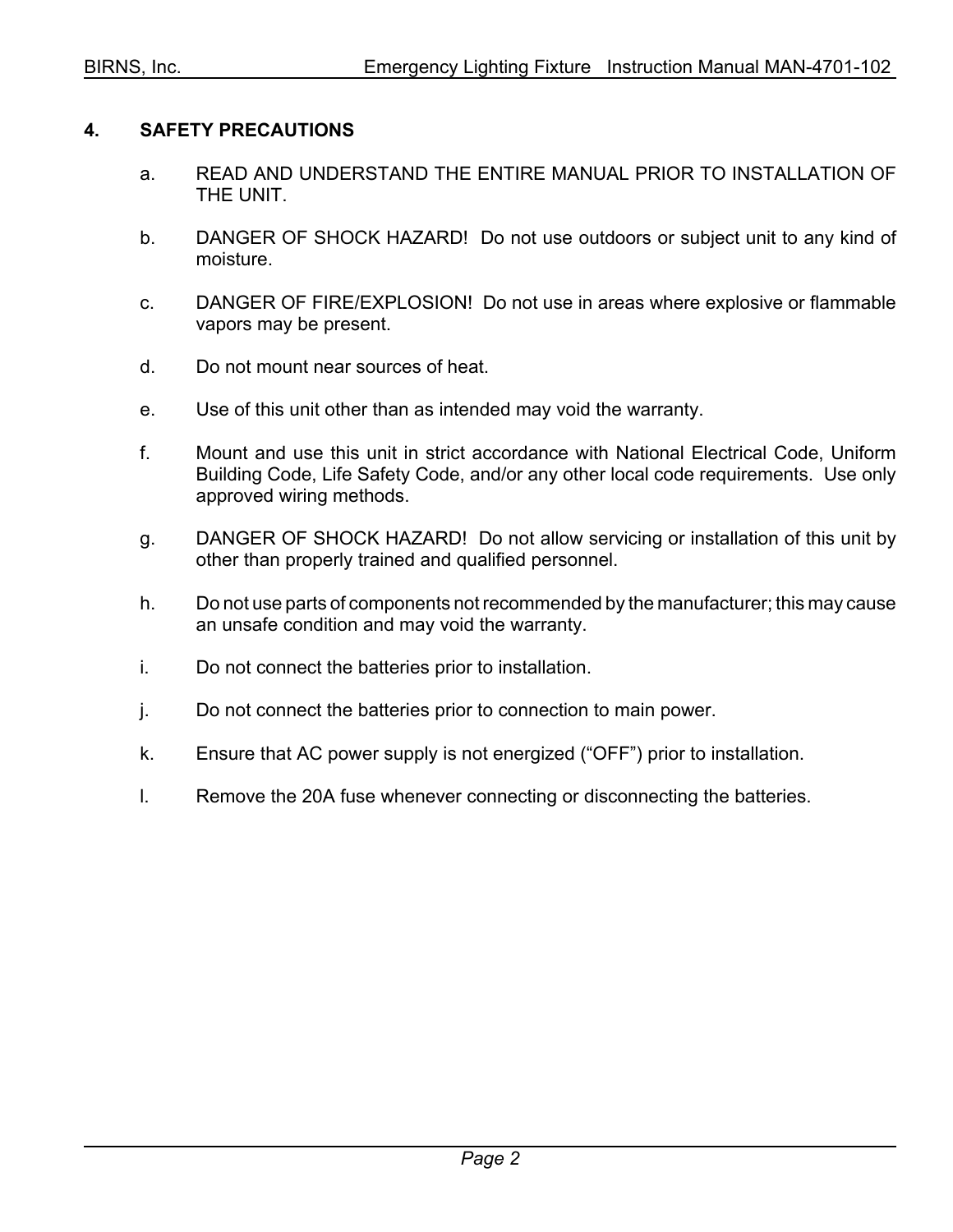## 4. SAFETY PRECAUTIONS

a. READ AND UNDERSTAND THE ENTIRE MANUAL PRIOR TO INSTALLATION OF THE UNIT.

b. DANGER OF SHOCK HAZARD! Do not use outdoors or subject unit to any kind of moisture.

c. DANGER OF FIRE/EXPLOSION! Do not use in areas where explosive or flammable vapors may be present.

d. Do not mount near sources of heat.

e. Use of this unit other than as intended may void the warranty.

f. Mount and use this unit in strict accordance with National Electrical Code, Uniform Building Code, Life Safety Code, and/or any other local code requirements. Use only approved wiring methods.

g. DANGER OF SHOCK HAZARD! Do not allow servicing or installation of this unit by other than properly trained and qualified personnel.

h. Do not use parts of components not recommended by the manufacturer; this may cause an unsafe condition and may void the warranty.

i. Do not connect the batteries prior to installation.

j. Do not connect the batteries prior to connection to main power.

k. Ensure that AC power supply is not energized (“OFF”) prior to installation.

l. Remove the 20A fuse whenever connecting or disconnecting the batteries.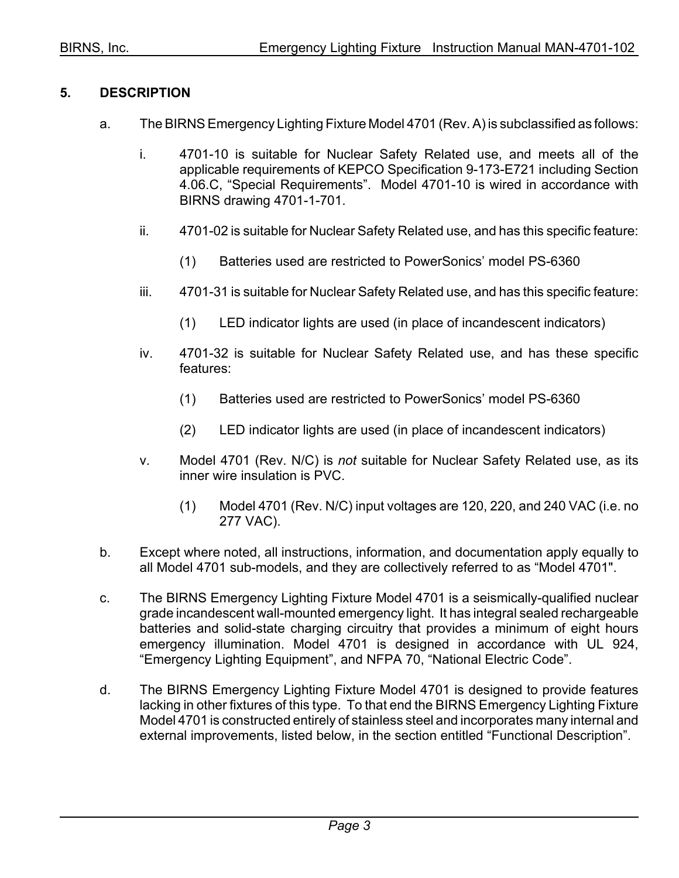## 5. DESCRIPTION

a. The BIRNS Emergency Lighting Fixture Model 4701 (Rev. A) is subclassified as follows:

   i. 4701-10 is suitable for Nuclear Safety Related use, and meets all of the applicable requirements of KEPCO Specification 9-173-E721 including Section 4.06.C, “Special Requirements”. Model 4701-10 is wired in accordance with BIRNS drawing 4701-1-701.

   ii. 4701-02 is suitable for Nuclear Safety Related use, and has this specific feature:

      (1) Batteries used are restricted to PowerSonics’ model PS-6360

   iii. 4701-31 is suitable for Nuclear Safety Related use, and has this specific feature:

      (1) LED indicator lights are used (in place of incandescent indicators)

   iv. 4701-32 is suitable for Nuclear Safety Related use, and has these specific features:

      (1) Batteries used are restricted to PowerSonics’ model PS-6360

      (2) LED indicator lights are used (in place of incandescent indicators)

   v. Model 4701 (Rev. N/C) is *not* suitable for Nuclear Safety Related use, as its inner wire insulation is PVC.

      (1) Model 4701 (Rev. N/C) input voltages are 120, 220, and 240 VAC (i.e. no 277 VAC).

b. Except where noted, all instructions, information, and documentation apply equally to all Model 4701 sub-models, and they are collectively referred to as “Model 4701".

c. The BIRNS Emergency Lighting Fixture Model 4701 is a seismically-qualified nuclear grade incandescent wall-mounted emergency light. It has integral sealed rechargeable batteries and solid-state charging circuitry that provides a minimum of eight hours emergency illumination. Model 4701 is designed in accordance with UL 924, “Emergency Lighting Equipment”, and NFPA 70, “National Electric Code”.

d. The BIRNS Emergency Lighting Fixture Model 4701 is designed to provide features lacking in other fixtures of this type. To that end the BIRNS Emergency Lighting Fixture Model 4701 is constructed entirely of stainless steel and incorporates many internal and external improvements, listed below, in the section entitled “Functional Description”.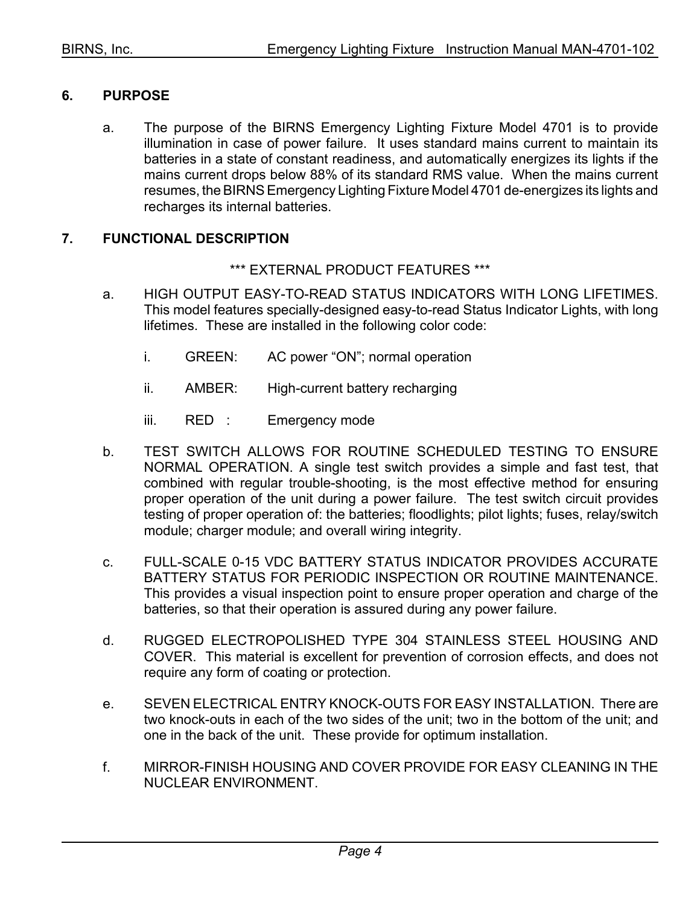## 6. PURPOSE

a. The purpose of the BIRNS Emergency Lighting Fixture Model 4701 is to provide illumination in case of power failure. It uses standard mains current to maintain its batteries in a state of constant readiness, and automatically energizes its lights if the mains current drops below 88% of its standard RMS value. When the mains current resumes, the BIRNS Emergency Lighting Fixture Model 4701 de-energizes its lights and recharges its internal batteries.

## 7. FUNCTIONAL DESCRIPTION

*** EXTERNAL PRODUCT FEATURES ***

a. HIGH OUTPUT EASY-TO-READ STATUS INDICATORS WITH LONG LIFETIMES. This model features specially-designed easy-to-read Status Indicator Lights, with long lifetimes. These are installed in the following color code:

   i. GREEN: AC power “ON”; normal operation

   ii. AMBER: High-current battery recharging

   iii. RED : Emergency mode

b. TEST SWITCH ALLOWS FOR ROUTINE SCHEDULED TESTING TO ENSURE NORMAL OPERATION. A single test switch provides a simple and fast test, that combined with regular trouble-shooting, is the most effective method for ensuring proper operation of the unit during a power failure. The test switch circuit provides testing of proper operation of: the batteries; floodlights; pilot lights; fuses, relay/switch module; charger module; and overall wiring integrity.

c. FULL-SCALE 0-15 VDC BATTERY STATUS INDICATOR PROVIDES ACCURATE BATTERY STATUS FOR PERIODIC INSPECTION OR ROUTINE MAINTENANCE. This provides a visual inspection point to ensure proper operation and charge of the batteries, so that their operation is assured during any power failure.

d. RUGGED ELECTROPOLISHED TYPE 304 STAINLESS STEEL HOUSING AND COVER. This material is excellent for prevention of corrosion effects, and does not require any form of coating or protection.

e. SEVEN ELECTRICAL ENTRY KNOCK-OUTS FOR EASY INSTALLATION. There are two knock-outs in each of the two sides of the unit; two in the bottom of the unit; and one in the back of the unit. These provide for optimum installation.

f. MIRROR-FINISH HOUSING AND COVER PROVIDE FOR EASY CLEANING IN THE NUCLEAR ENVIRONMENT.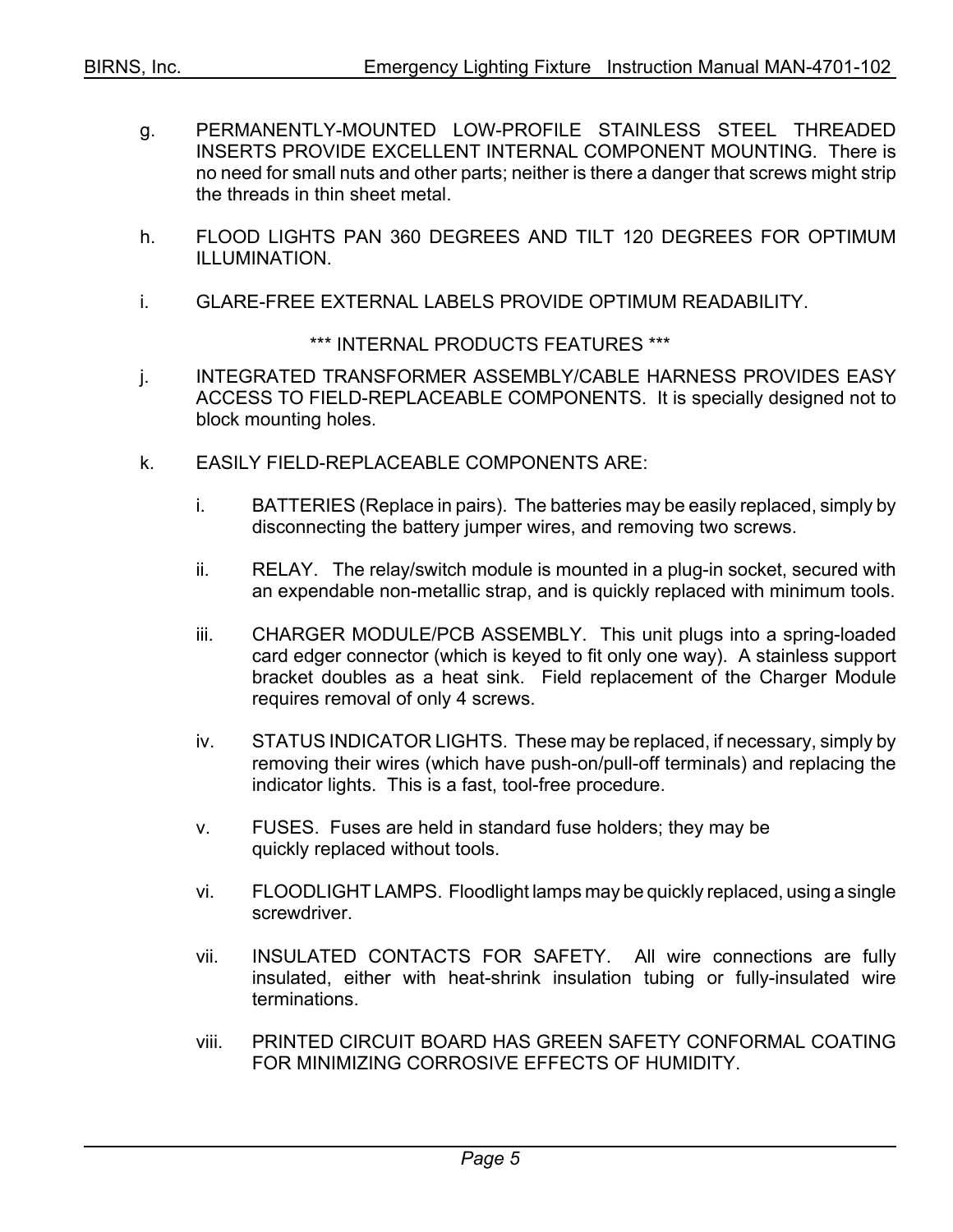g. PERMANENTLY-MOUNTED LOW-PROFILE STAINLESS STEEL THREADED INSERTS PROVIDE EXCELLENT INTERNAL COMPONENT MOUNTING. There is no need for small nuts and other parts; neither is there a danger that screws might strip the threads in thin sheet metal.

h. FLOOD LIGHTS PAN 360 DEGREES AND TILT 120 DEGREES FOR OPTIMUM ILLUMINATION.

i. GLARE-FREE EXTERNAL LABELS PROVIDE OPTIMUM READABILITY.

*** INTERNAL PRODUCTS FEATURES ***

j. INTEGRATED TRANSFORMER ASSEMBLY/CABLE HARNESS PROVIDES EASY ACCESS TO FIELD-REPLACEABLE COMPONENTS. It is specially designed not to block mounting holes.

k. EASILY FIELD-REPLACEABLE COMPONENTS ARE:

   i. BATTERIES (Replace in pairs). The batteries may be easily replaced, simply by disconnecting the battery jumper wires, and removing two screws.

   ii. RELAY. The relay/switch module is mounted in a plug-in socket, secured with an expendable non-metallic strap, and is quickly replaced with minimum tools.

   iii. CHARGER MODULE/PCB ASSEMBLY. This unit plugs into a spring-loaded card edger connector (which is keyed to fit only one way). A stainless support bracket doubles as a heat sink. Field replacement of the Charger Module requires removal of only 4 screws.

   iv. STATUS INDICATOR LIGHTS. These may be replaced, if necessary, simply by removing their wires (which have push-on/pull-off terminals) and replacing the indicator lights. This is a fast, tool-free procedure.

   v. FUSES. Fuses are held in standard fuse holders; they may be quickly replaced without tools.

   vi. FLOODLIGHT LAMPS. Floodlight lamps may be quickly replaced, using a single screwdriver.

   vii. INSULATED CONTACTS FOR SAFETY. All wire connections are fully insulated, either with heat-shrink insulation tubing or fully-insulated wire terminations.

   viii. PRINTED CIRCUIT BOARD HAS GREEN SAFETY CONFORMAL COATING FOR MINIMIZING CORROSIVE EFFECTS OF HUMIDITY.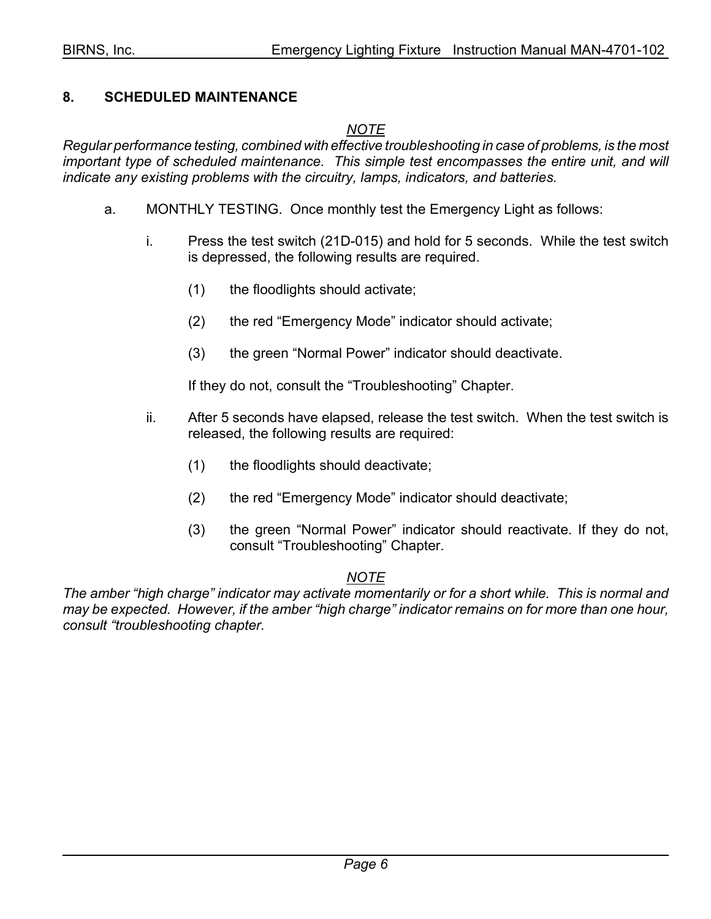## 8. SCHEDULED MAINTENANCE

*NOTE*

*Regular performance testing, combined with effective troubleshooting in case of problems, is the most important type of scheduled maintenance. This simple test encompasses the entire unit, and will indicate any existing problems with the circuitry, lamps, indicators, and batteries.*

a. MONTHLY TESTING. Once monthly test the Emergency Light as follows:

   i. Press the test switch (21D-015) and hold for 5 seconds. While the test switch is depressed, the following results are required.

      (1) the floodlights should activate;

      (2) the red “Emergency Mode” indicator should activate;

      (3) the green “Normal Power” indicator should deactivate.

      If they do not, consult the “Troubleshooting” Chapter.

   ii. After 5 seconds have elapsed, release the test switch. When the test switch is released, the following results are required:

      (1) the floodlights should deactivate;

      (2) the red “Emergency Mode” indicator should deactivate;

      (3) the green “Normal Power” indicator should reactivate. If they do not, consult “Troubleshooting” Chapter.

*NOTE*

*The amber “high charge” indicator may activate momentarily or for a short while. This is normal and may be expected. However, if the amber “high charge” indicator remains on for more than one hour, consult “troubleshooting chapter.*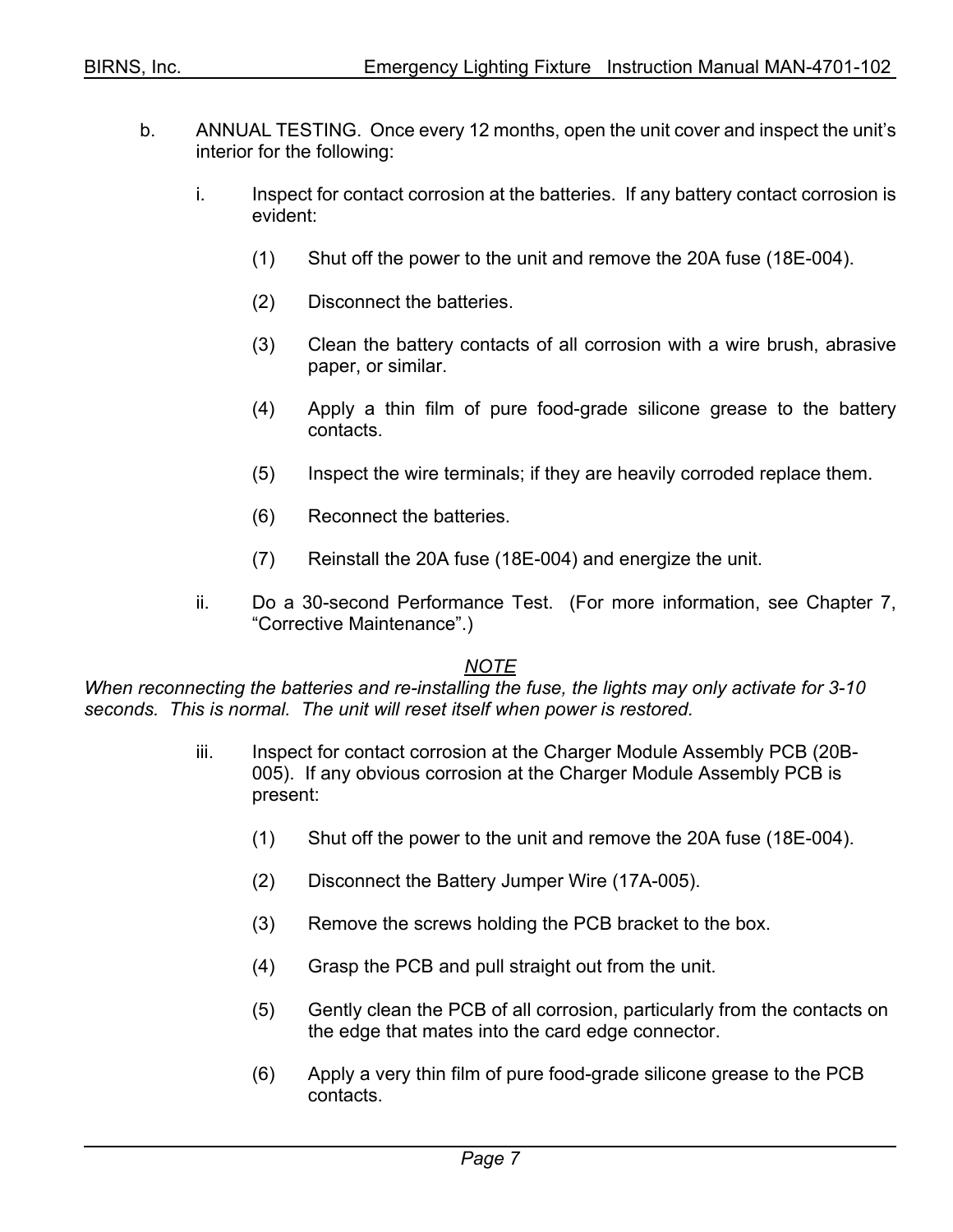b. ANNUAL TESTING. Once every 12 months, open the unit cover and inspect the unit's interior for the following:

i. Inspect for contact corrosion at the batteries. If any battery contact corrosion is evident:

(1) Shut off the power to the unit and remove the 20A fuse (18E-004).

(2) Disconnect the batteries.

(3) Clean the battery contacts of all corrosion with a wire brush, abrasive paper, or similar.

(4) Apply a thin film of pure food-grade silicone grease to the battery contacts.

(5) Inspect the wire terminals; if they are heavily corroded replace them.

(6) Reconnect the batteries.

(7) Reinstall the 20A fuse (18E-004) and energize the unit.

ii. Do a 30-second Performance Test. (For more information, see Chapter 7, "Corrective Maintenance".)

*NOTE*

*When reconnecting the batteries and re-installing the fuse, the lights may only activate for 3-10 seconds. This is normal. The unit will reset itself when power is restored.*

iii. Inspect for contact corrosion at the Charger Module Assembly PCB (20B-005). If any obvious corrosion at the Charger Module Assembly PCB is present:

(1) Shut off the power to the unit and remove the 20A fuse (18E-004).

(2) Disconnect the Battery Jumper Wire (17A-005).

(3) Remove the screws holding the PCB bracket to the box.

(4) Grasp the PCB and pull straight out from the unit.

(5) Gently clean the PCB of all corrosion, particularly from the contacts on the edge that mates into the card edge connector.

(6) Apply a very thin film of pure food-grade silicone grease to the PCB contacts.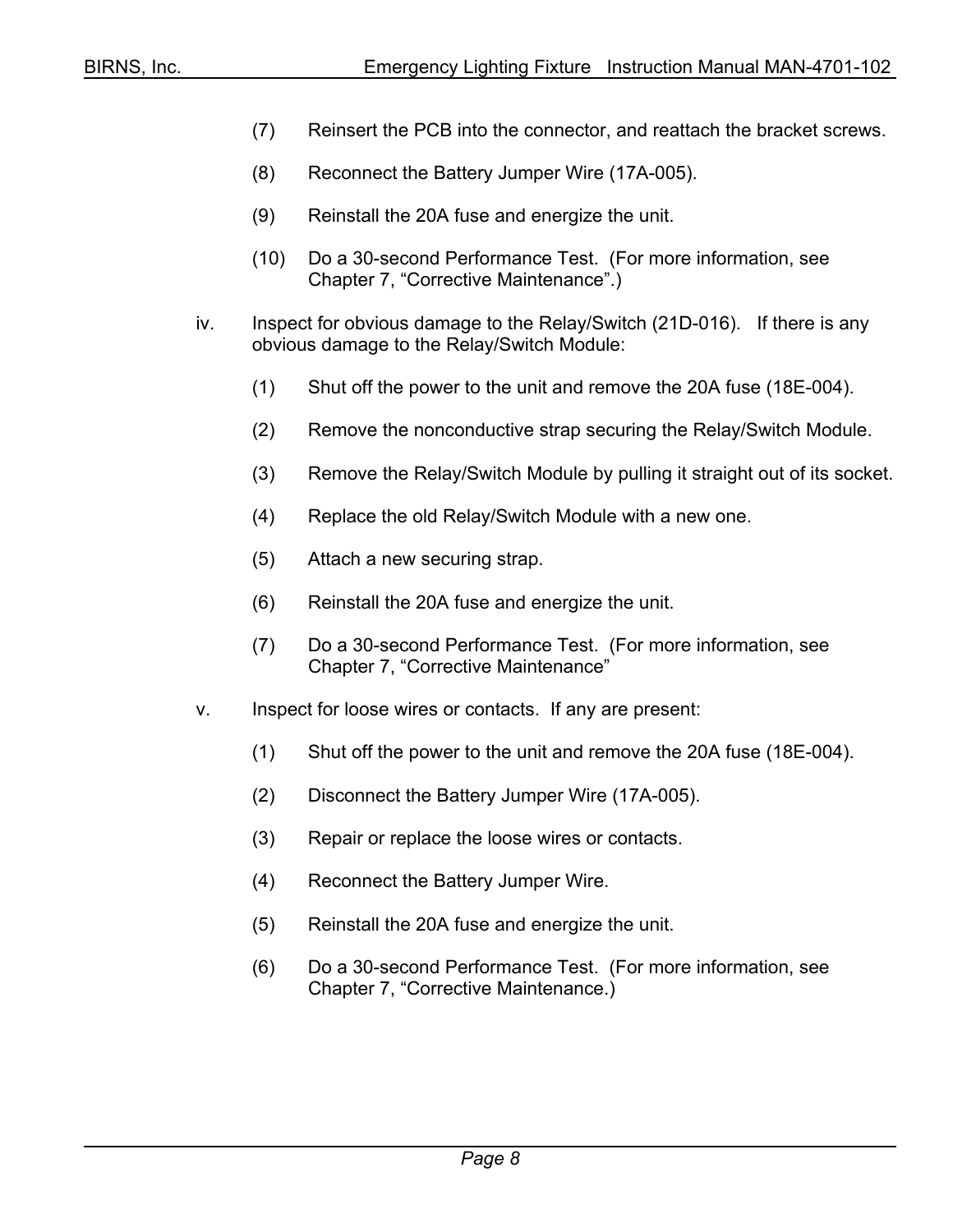(7) Reinsert the PCB into the connector, and reattach the bracket screws.

(8) Reconnect the Battery Jumper Wire (17A-005).

(9) Reinstall the 20A fuse and energize the unit.

(10) Do a 30-second Performance Test. (For more information, see Chapter 7, “Corrective Maintenance”.)

iv. Inspect for obvious damage to the Relay/Switch (21D-016). If there is any obvious damage to the Relay/Switch Module:

(1) Shut off the power to the unit and remove the 20A fuse (18E-004).

(2) Remove the nonconductive strap securing the Relay/Switch Module.

(3) Remove the Relay/Switch Module by pulling it straight out of its socket.

(4) Replace the old Relay/Switch Module with a new one.

(5) Attach a new securing strap.

(6) Reinstall the 20A fuse and energize the unit.

(7) Do a 30-second Performance Test. (For more information, see Chapter 7, “Corrective Maintenance”

v. Inspect for loose wires or contacts. If any are present:

(1) Shut off the power to the unit and remove the 20A fuse (18E-004).

(2) Disconnect the Battery Jumper Wire (17A-005).

(3) Repair or replace the loose wires or contacts.

(4) Reconnect the Battery Jumper Wire.

(5) Reinstall the 20A fuse and energize the unit.

(6) Do a 30-second Performance Test. (For more information, see Chapter 7, “Corrective Maintenance.)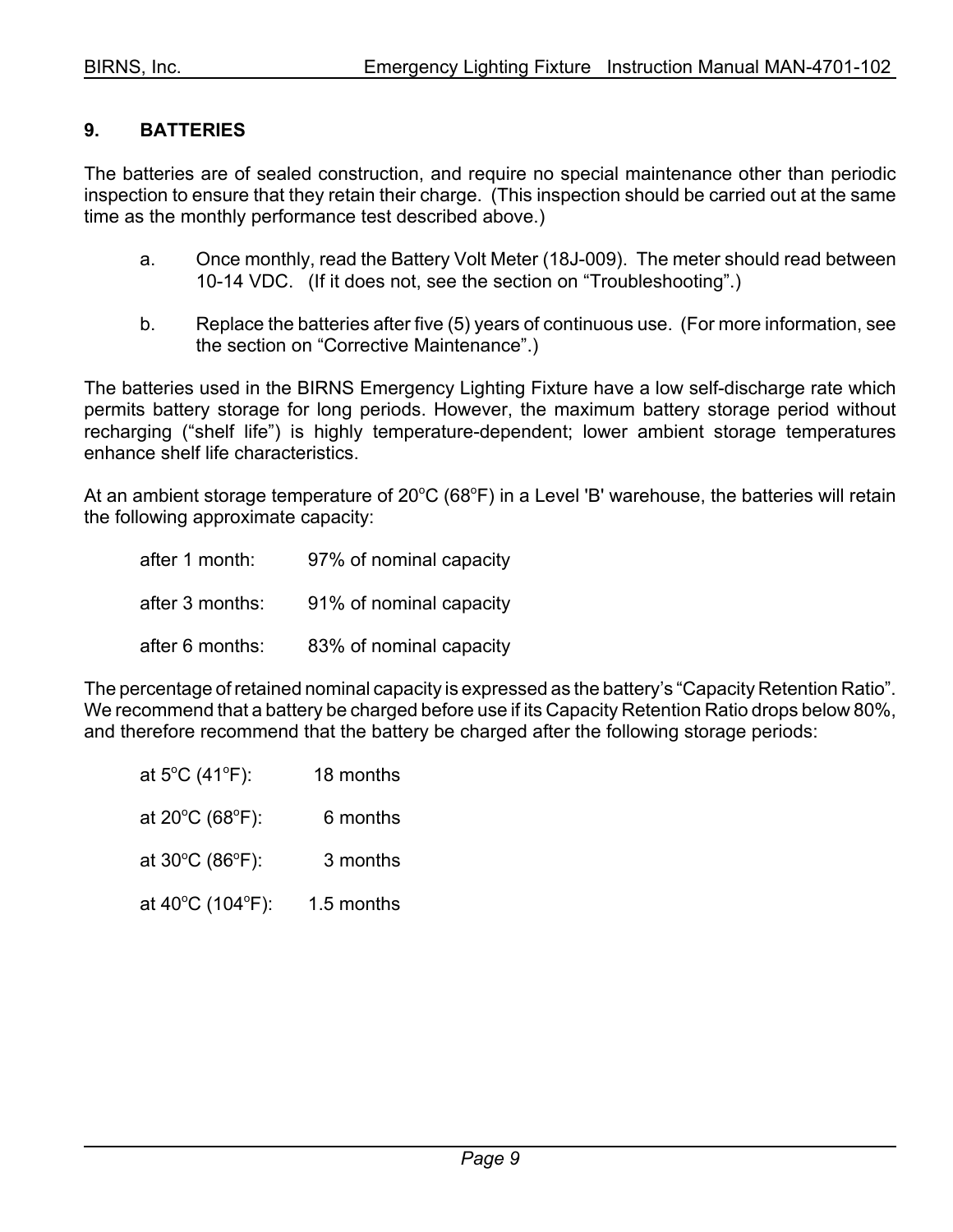## 9. BATTERIES

The batteries are of sealed construction, and require no special maintenance other than periodic inspection to ensure that they retain their charge. (This inspection should be carried out at the same time as the monthly performance test described above.)

a. Once monthly, read the Battery Volt Meter (18J-009). The meter should read between 10-14 VDC. (If it does not, see the section on "Troubleshooting".)

b. Replace the batteries after five (5) years of continuous use. (For more information, see the section on "Corrective Maintenance".)

The batteries used in the BIRNS Emergency Lighting Fixture have a low self-discharge rate which permits battery storage for long periods. However, the maximum battery storage period without recharging ("shelf life") is highly temperature-dependent; lower ambient storage temperatures enhance shelf life characteristics.

At an ambient storage temperature of 20°C (68°F) in a Level 'B' warehouse, the batteries will retain the following approximate capacity:

| | |
|---|---|
| after 1 month: | 97% of nominal capacity |
| after 3 months: | 91% of nominal capacity |
| after 6 months: | 83% of nominal capacity |

The percentage of retained nominal capacity is expressed as the battery's "Capacity Retention Ratio". We recommend that a battery be charged before use if its Capacity Retention Ratio drops below 80%, and therefore recommend that the battery be charged after the following storage periods:

| | |
|---|---|
| at 5°C (41°F): | 18 months |
| at 20°C (68°F): | 6 months |
| at 30°C (86°F): | 3 months |
| at 40°C (104°F): | 1.5 months |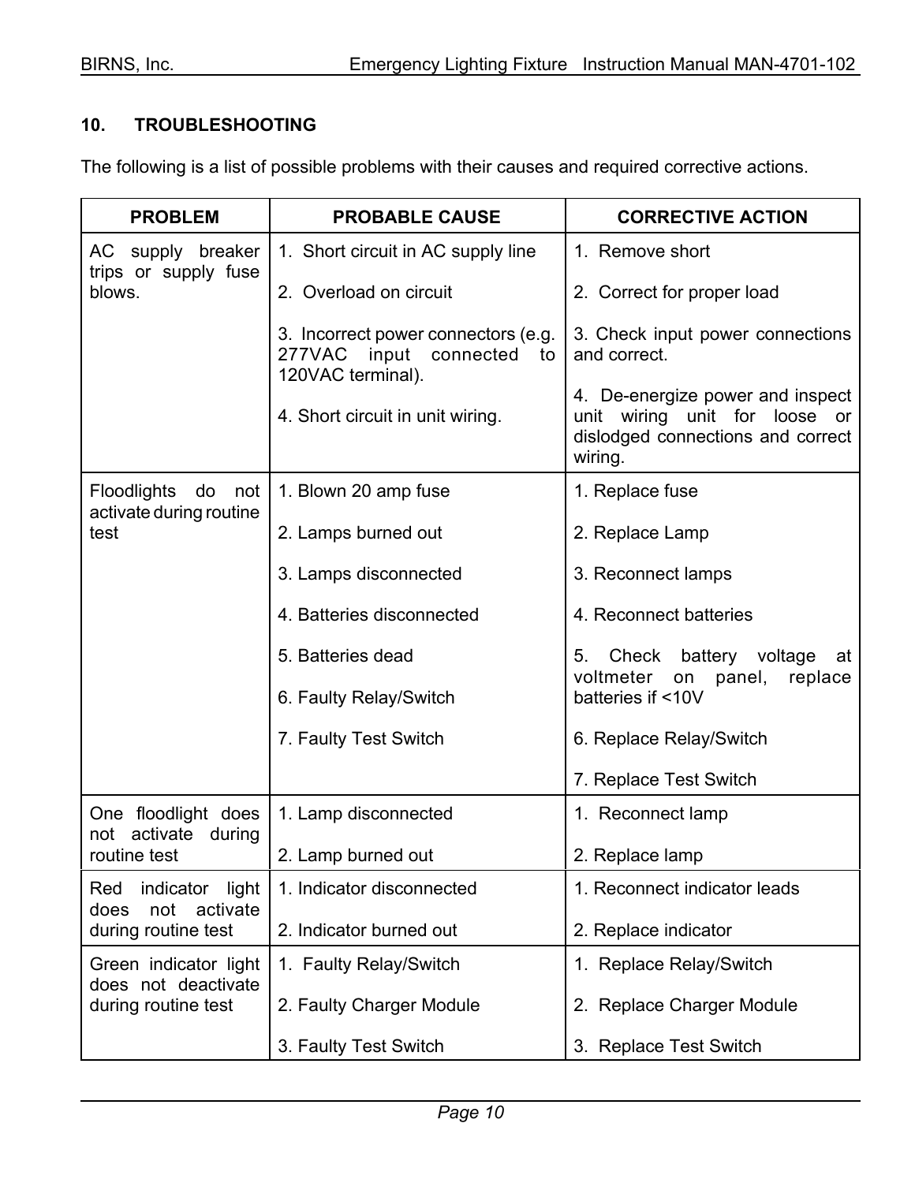## 10. TROUBLESHOOTING

The following is a list of possible problems with their causes and required corrective actions.

| PROBLEM | PROBABLE CAUSE | CORRECTIVE ACTION |
|---|---|---|
| AC supply breaker trips or supply fuse blows. | 1. Short circuit in AC supply line<br><br>2. Overload on circuit<br><br>3. Incorrect power connectors (e.g. 277VAC input connected to 120VAC terminal).<br><br>4. Short circuit in unit wiring. | 1. Remove short<br><br>2. Correct for proper load<br><br>3. Check input power connections and correct.<br><br>4. De-energize power and inspect unit wiring unit for loose or dislodged connections and correct wiring. |
| Floodlights do not activate during routine test | 1. Blown 20 amp fuse<br><br>2. Lamps burned out<br><br>3. Lamps disconnected<br><br>4. Batteries disconnected<br><br>5. Batteries dead<br><br>6. Faulty Relay/Switch<br><br>7. Faulty Test Switch | 1. Replace fuse<br><br>2. Replace Lamp<br><br>3. Reconnect lamps<br><br>4. Reconnect batteries<br><br>5. Check battery voltage at voltmeter on panel, replace batteries if <10V<br><br>6. Replace Relay/Switch<br><br>7. Replace Test Switch |
| One floodlight does not activate during routine test | 1. Lamp disconnected<br><br>2. Lamp burned out | 1. Reconnect lamp<br><br>2. Replace lamp |
| Red indicator light does not activate during routine test | 1. Indicator disconnected<br><br>2. Indicator burned out | 1. Reconnect indicator leads<br><br>2. Replace indicator |
| Green indicator light does not deactivate during routine test | 1. Faulty Relay/Switch<br><br>2. Faulty Charger Module<br><br>3. Faulty Test Switch | 1. Replace Relay/Switch<br><br>2. Replace Charger Module<br><br>3. Replace Test Switch |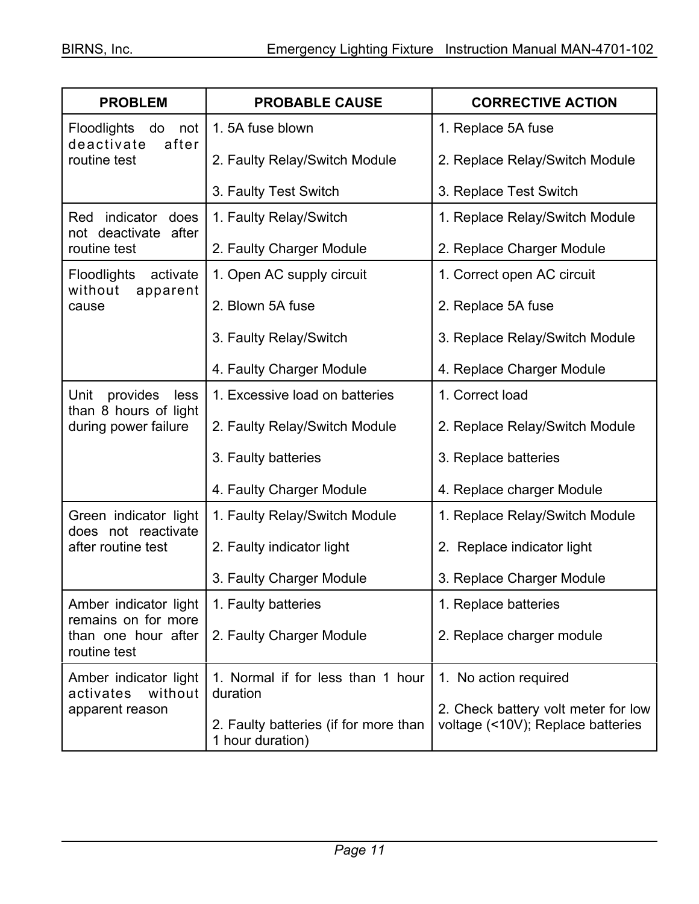| PROBLEM | PROBABLE CAUSE | CORRECTIVE ACTION |
|---|---|---|
| Floodlights do not deactivate after routine test | 1. 5A fuse blown<br><br>2. Faulty Relay/Switch Module<br><br>3. Faulty Test Switch | 1. Replace 5A fuse<br><br>2. Replace Relay/Switch Module<br><br>3. Replace Test Switch |
| Red indicator does not deactivate after routine test | 1. Faulty Relay/Switch<br><br>2. Faulty Charger Module | 1. Replace Relay/Switch Module<br><br>2. Replace Charger Module |
| Floodlights activate without apparent cause | 1. Open AC supply circuit<br><br>2. Blown 5A fuse<br><br>3. Faulty Relay/Switch<br><br>4. Faulty Charger Module | 1. Correct open AC circuit<br><br>2. Replace 5A fuse<br><br>3. Replace Relay/Switch Module<br><br>4. Replace Charger Module |
| Unit provides less than 8 hours of light during power failure | 1. Excessive load on batteries<br><br>2. Faulty Relay/Switch Module<br><br>3. Faulty batteries<br><br>4. Faulty Charger Module | 1. Correct load<br><br>2. Replace Relay/Switch Module<br><br>3. Replace batteries<br><br>4. Replace charger Module |
| Green indicator light does not reactivate after routine test | 1. Faulty Relay/Switch Module<br><br>2. Faulty indicator light<br><br>3. Faulty Charger Module | 1. Replace Relay/Switch Module<br><br>2. Replace indicator light<br><br>3. Replace Charger Module |
| Amber indicator light remains on for more than one hour after routine test | 1. Faulty batteries<br><br>2. Faulty Charger Module | 1. Replace batteries<br><br>2. Replace charger module |
| Amber indicator light activates without apparent reason | 1. Normal if for less than 1 hour duration<br><br>2. Faulty batteries (if for more than 1 hour duration) | 1. No action required<br><br>2. Check battery volt meter for low voltage (<10V); Replace batteries |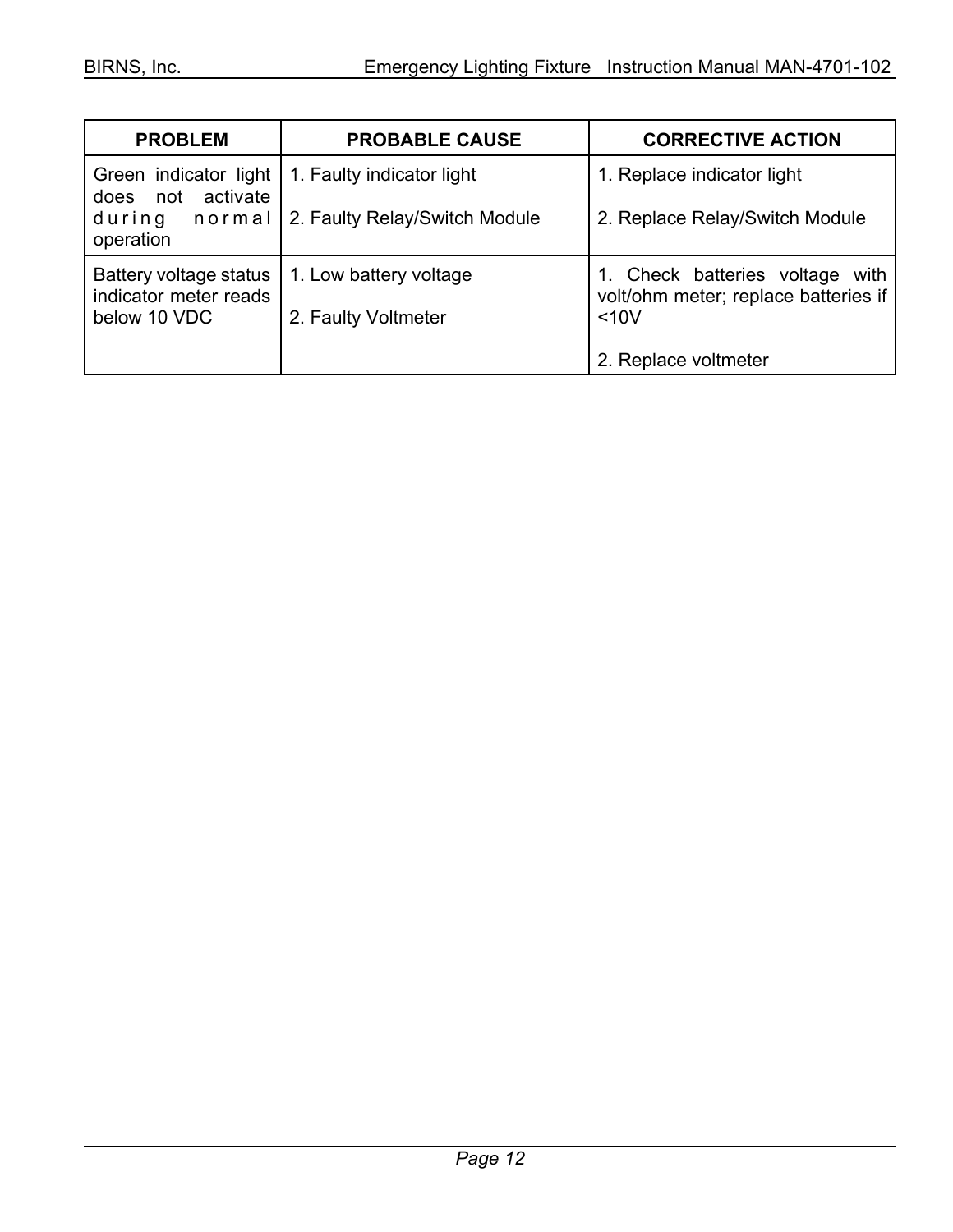| PROBLEM | PROBABLE CAUSE | CORRECTIVE ACTION |
|---|---|---|
| Green indicator light does not activate during normal operation | 1. Faulty indicator light<br><br>2. Faulty Relay/Switch Module | 1. Replace indicator light<br><br>2. Replace Relay/Switch Module |
| Battery voltage status indicator meter reads below 10 VDC | 1. Low battery voltage<br><br>2. Faulty Voltmeter | 1. Check batteries voltage with volt/ohm meter; replace batteries if <10V<br><br>2. Replace voltmeter |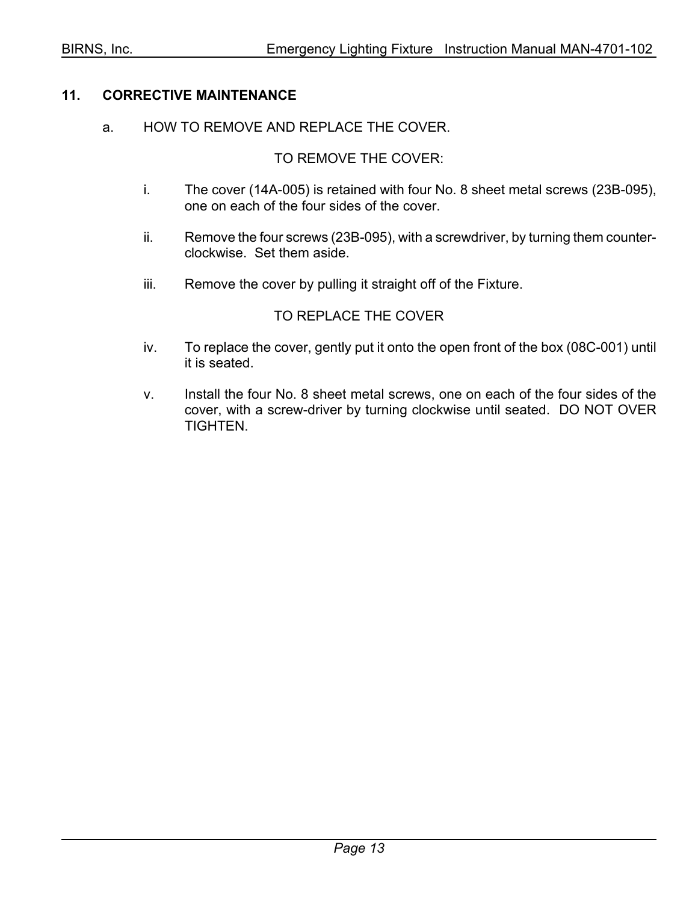## 11. CORRECTIVE MAINTENANCE

a. HOW TO REMOVE AND REPLACE THE COVER.

TO REMOVE THE COVER:

i. The cover (14A-005) is retained with four No. 8 sheet metal screws (23B-095), one on each of the four sides of the cover.

ii. Remove the four screws (23B-095), with a screwdriver, by turning them counter-clockwise. Set them aside.

iii. Remove the cover by pulling it straight off of the Fixture.

TO REPLACE THE COVER

iv. To replace the cover, gently put it onto the open front of the box (08C-001) until it is seated.

v. Install the four No. 8 sheet metal screws, one on each of the four sides of the cover, with a screw-driver by turning clockwise until seated. DO NOT OVER TIGHTEN.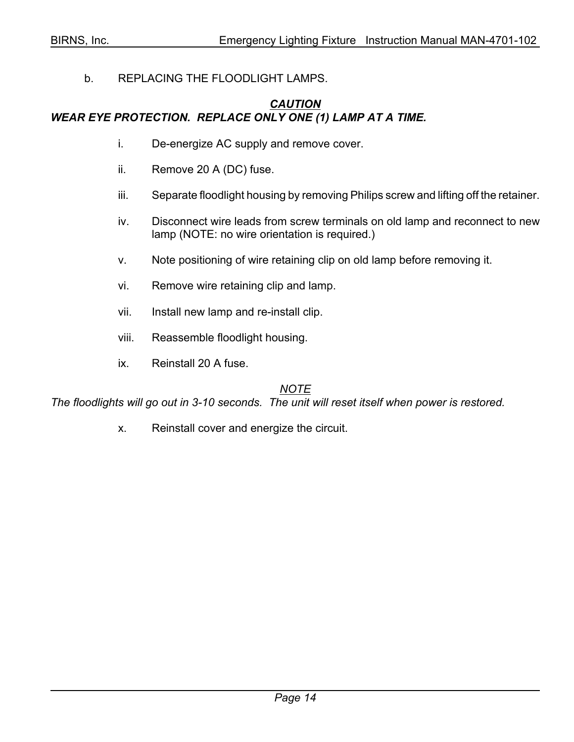b. REPLACING THE FLOODLIGHT LAMPS.

***CAUTION***

***WEAR EYE PROTECTION. REPLACE ONLY ONE (1) LAMP AT A TIME.***

i. De-energize AC supply and remove cover.

ii. Remove 20 A (DC) fuse.

iii. Separate floodlight housing by removing Philips screw and lifting off the retainer.

iv. Disconnect wire leads from screw terminals on old lamp and reconnect to new lamp (NOTE: no wire orientation is required.)

v. Note positioning of wire retaining clip on old lamp before removing it.

vi. Remove wire retaining clip and lamp.

vii. Install new lamp and re-install clip.

viii. Reassemble floodlight housing.

ix. Reinstall 20 A fuse.

*NOTE*

*The floodlights will go out in 3-10 seconds. The unit will reset itself when power is restored.*

x. Reinstall cover and energize the circuit.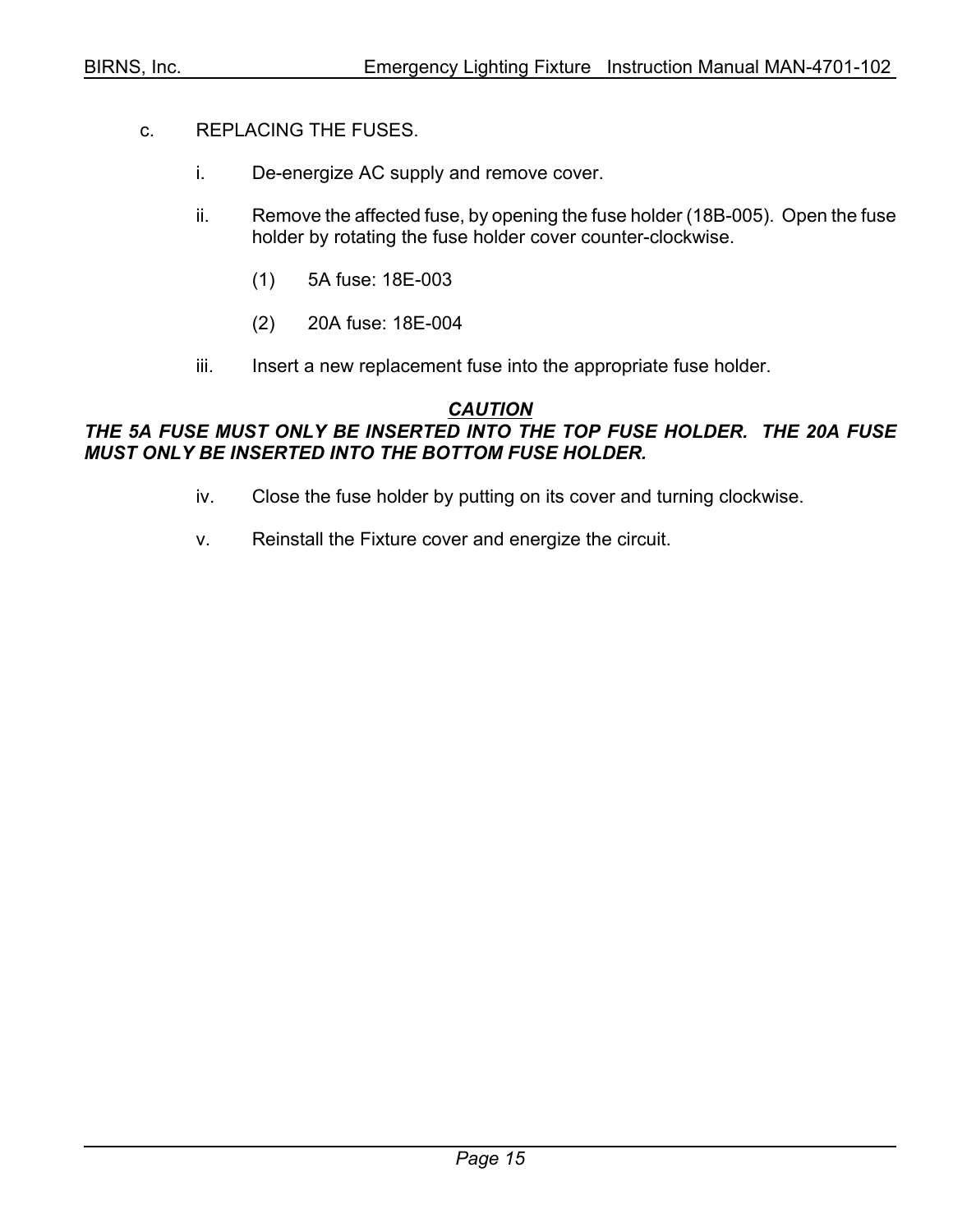c. REPLACING THE FUSES.

i. De-energize AC supply and remove cover.

ii. Remove the affected fuse, by opening the fuse holder (18B-005). Open the fuse holder by rotating the fuse holder cover counter-clockwise.

(1) 5A fuse: 18E-003

(2) 20A fuse: 18E-004

iii. Insert a new replacement fuse into the appropriate fuse holder.

***CAUTION***

***THE 5A FUSE MUST ONLY BE INSERTED INTO THE TOP FUSE HOLDER. THE 20A FUSE MUST ONLY BE INSERTED INTO THE BOTTOM FUSE HOLDER.***

iv. Close the fuse holder by putting on its cover and turning clockwise.

v. Reinstall the Fixture cover and energize the circuit.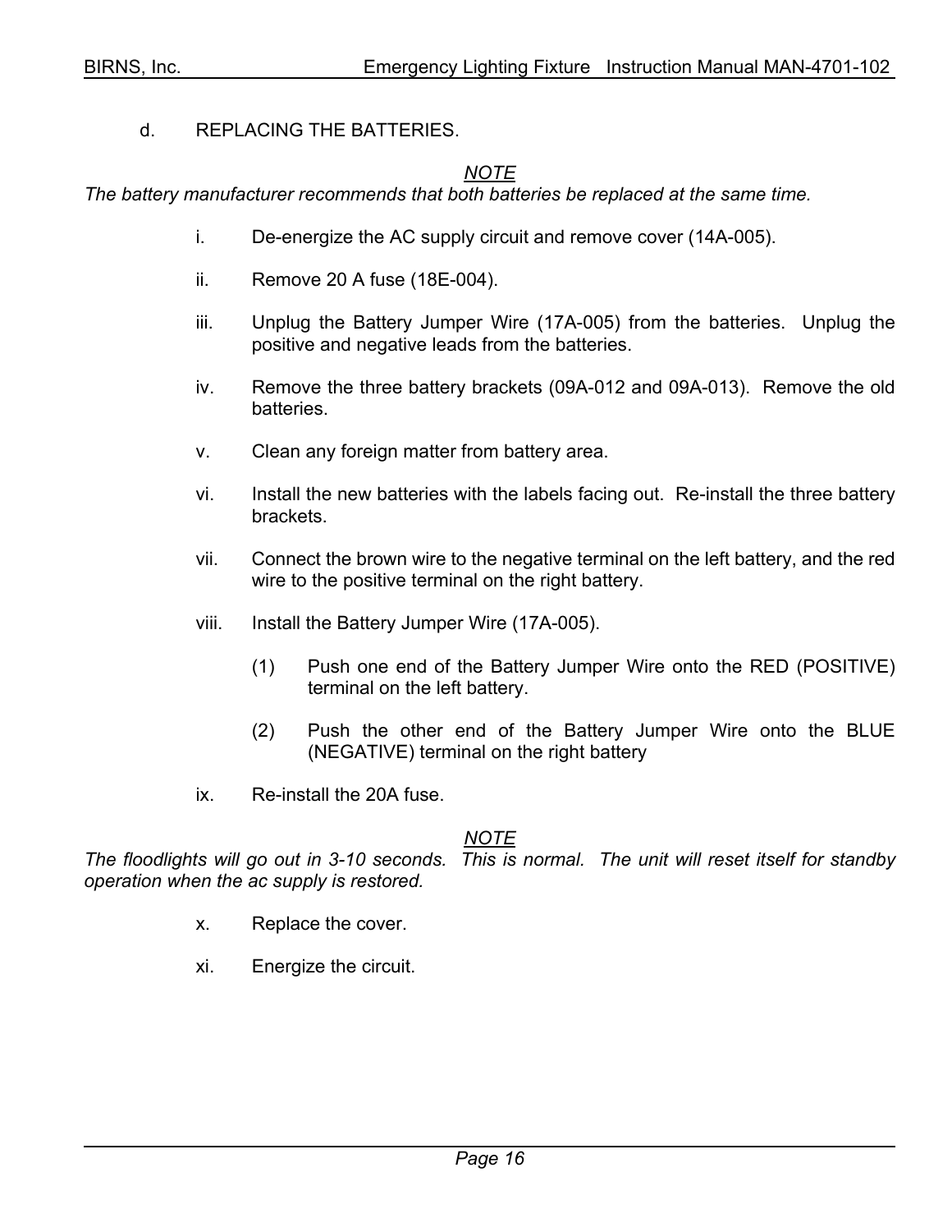d. REPLACING THE BATTERIES.

*NOTE*

*The battery manufacturer recommends that both batteries be replaced at the same time.*

i. De-energize the AC supply circuit and remove cover (14A-005).

ii. Remove 20 A fuse (18E-004).

iii. Unplug the Battery Jumper Wire (17A-005) from the batteries. Unplug the positive and negative leads from the batteries.

iv. Remove the three battery brackets (09A-012 and 09A-013). Remove the old batteries.

v. Clean any foreign matter from battery area.

vi. Install the new batteries with the labels facing out. Re-install the three battery brackets.

vii. Connect the brown wire to the negative terminal on the left battery, and the red wire to the positive terminal on the right battery.

viii. Install the Battery Jumper Wire (17A-005).

(1) Push one end of the Battery Jumper Wire onto the RED (POSITIVE) terminal on the left battery.

(2) Push the other end of the Battery Jumper Wire onto the BLUE (NEGATIVE) terminal on the right battery

ix. Re-install the 20A fuse.

*NOTE*

*The floodlights will go out in 3-10 seconds. This is normal. The unit will reset itself for standby operation when the ac supply is restored.*

x. Replace the cover.

xi. Energize the circuit.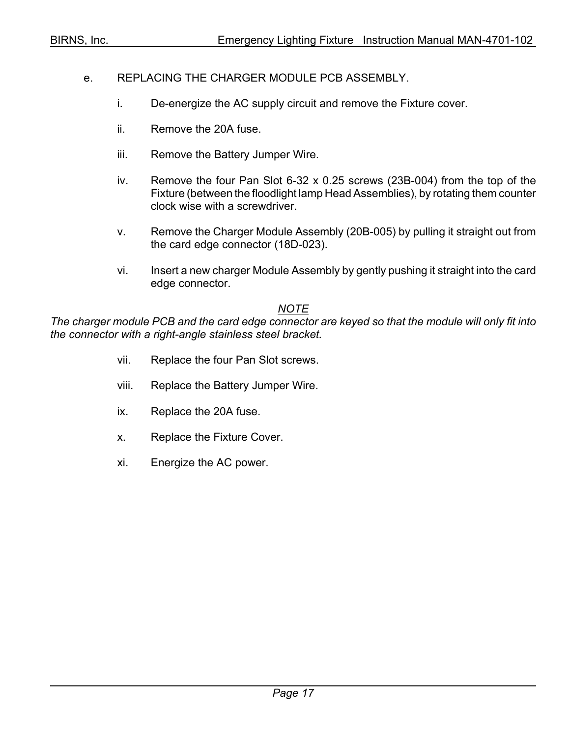e. REPLACING THE CHARGER MODULE PCB ASSEMBLY.

i. De-energize the AC supply circuit and remove the Fixture cover.

ii. Remove the 20A fuse.

iii. Remove the Battery Jumper Wire.

iv. Remove the four Pan Slot 6-32 x 0.25 screws (23B-004) from the top of the Fixture (between the floodlight lamp Head Assemblies), by rotating them counter clock wise with a screwdriver.

v. Remove the Charger Module Assembly (20B-005) by pulling it straight out from the card edge connector (18D-023).

vi. Insert a new charger Module Assembly by gently pushing it straight into the card edge connector.

NOTE

*The charger module PCB and the card edge connector are keyed so that the module will only fit into the connector with a right-angle stainless steel bracket.*

vii. Replace the four Pan Slot screws.

viii. Replace the Battery Jumper Wire.

ix. Replace the 20A fuse.

x. Replace the Fixture Cover.

xi. Energize the AC power.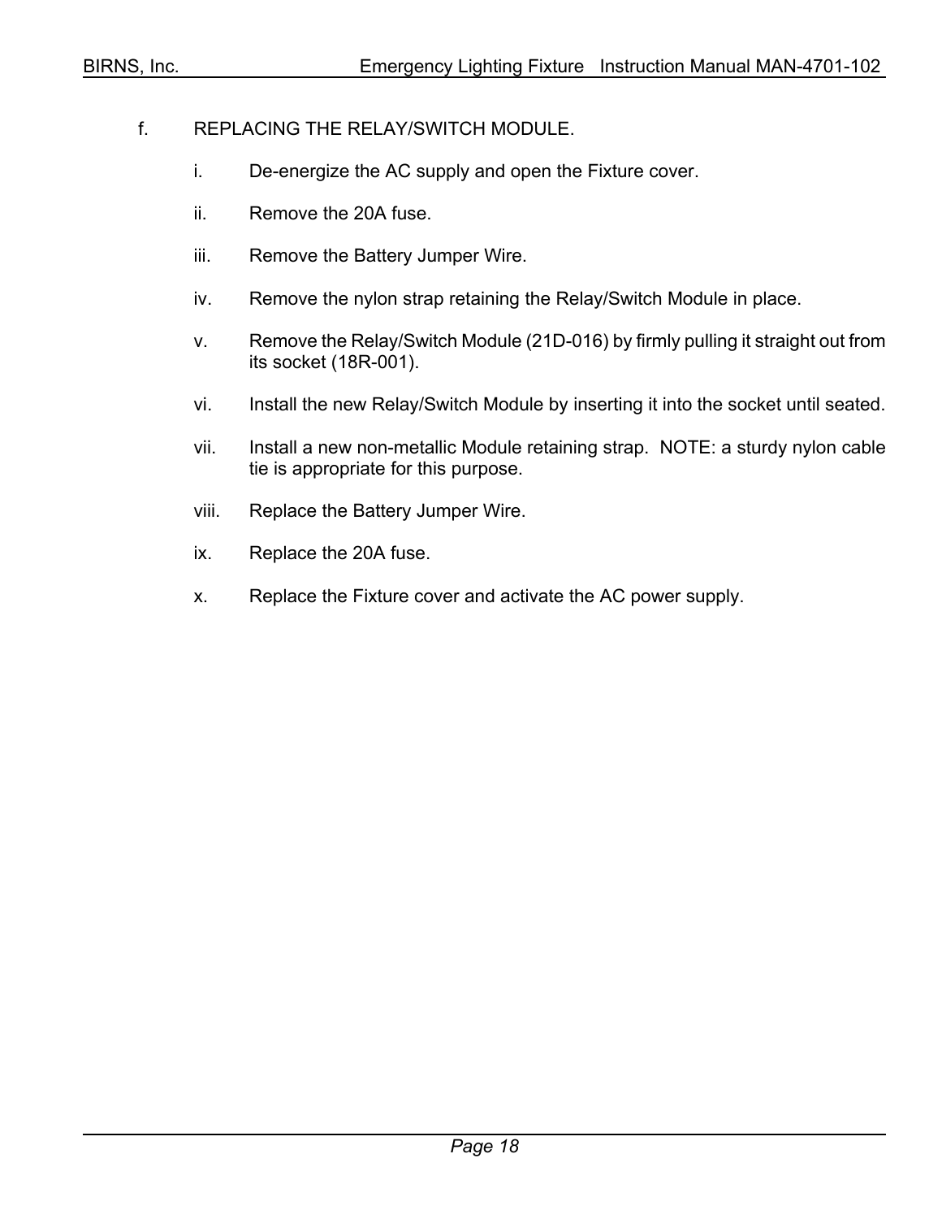f. REPLACING THE RELAY/SWITCH MODULE.

i. De-energize the AC supply and open the Fixture cover.

ii. Remove the 20A fuse.

iii. Remove the Battery Jumper Wire.

iv. Remove the nylon strap retaining the Relay/Switch Module in place.

v. Remove the Relay/Switch Module (21D-016) by firmly pulling it straight out from its socket (18R-001).

vi. Install the new Relay/Switch Module by inserting it into the socket until seated.

vii. Install a new non-metallic Module retaining strap. NOTE: a sturdy nylon cable tie is appropriate for this purpose.

viii. Replace the Battery Jumper Wire.

ix. Replace the 20A fuse.

x. Replace the Fixture cover and activate the AC power supply.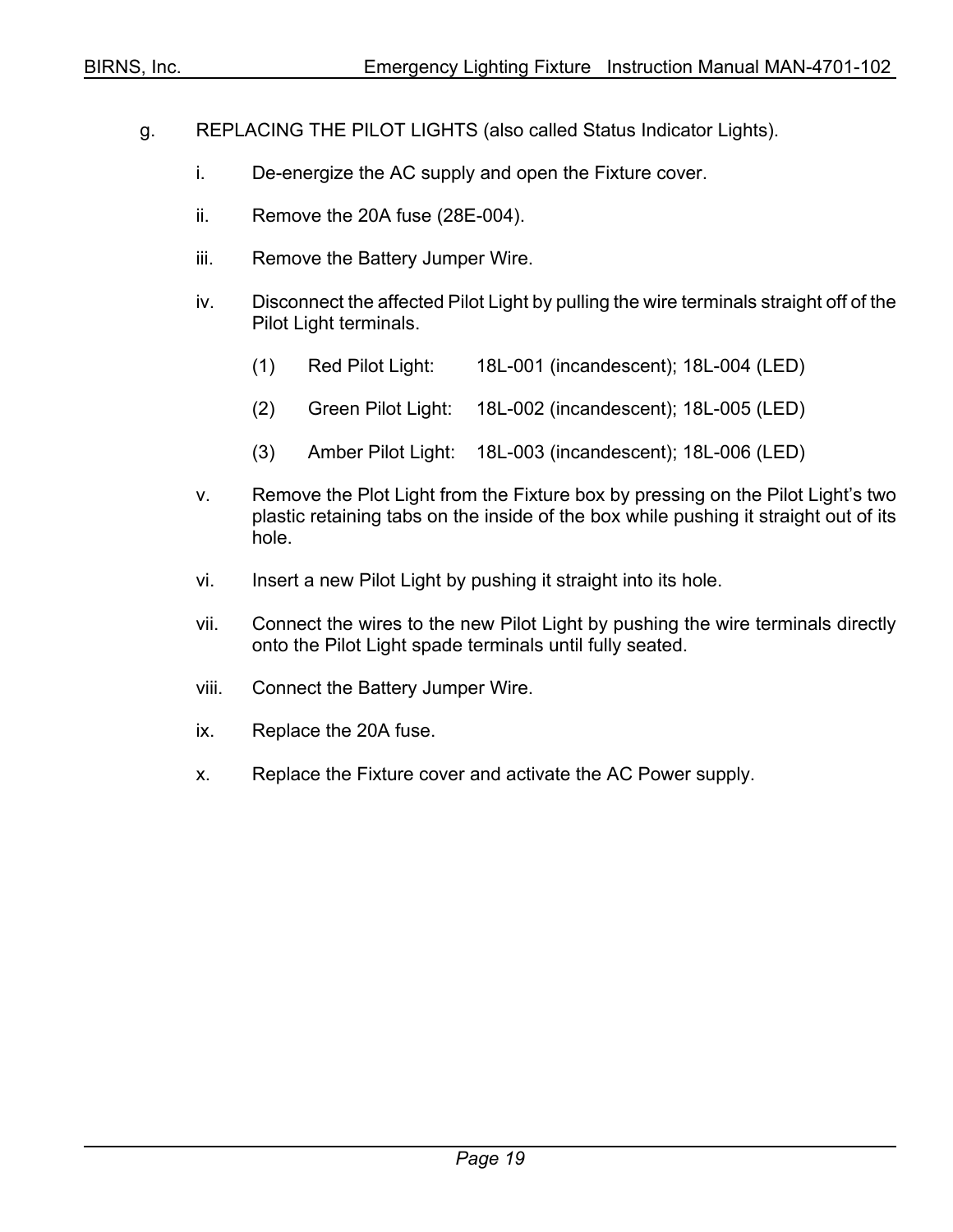g. REPLACING THE PILOT LIGHTS (also called Status Indicator Lights).

i. De-energize the AC supply and open the Fixture cover.

ii. Remove the 20A fuse (28E-004).

iii. Remove the Battery Jumper Wire.

iv. Disconnect the affected Pilot Light by pulling the wire terminals straight off of the Pilot Light terminals.

(1) Red Pilot Light: 18L-001 (incandescent); 18L-004 (LED)

(2) Green Pilot Light: 18L-002 (incandescent); 18L-005 (LED)

(3) Amber Pilot Light: 18L-003 (incandescent); 18L-006 (LED)

v. Remove the Plot Light from the Fixture box by pressing on the Pilot Light's two plastic retaining tabs on the inside of the box while pushing it straight out of its hole.

vi. Insert a new Pilot Light by pushing it straight into its hole.

vii. Connect the wires to the new Pilot Light by pushing the wire terminals directly onto the Pilot Light spade terminals until fully seated.

viii. Connect the Battery Jumper Wire.

ix. Replace the 20A fuse.

x. Replace the Fixture cover and activate the AC Power supply.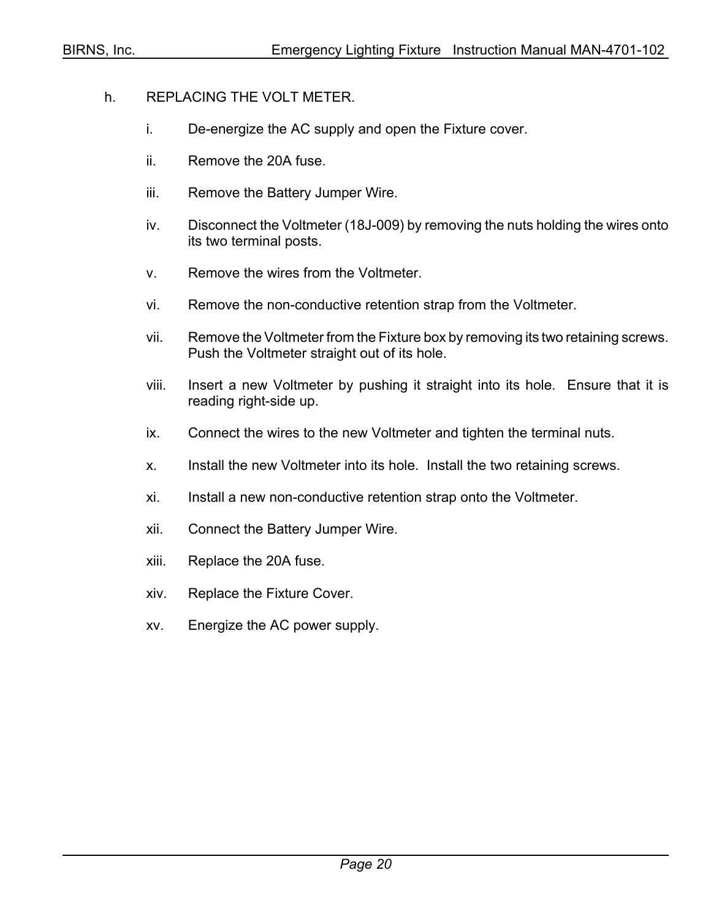h. REPLACING THE VOLT METER.

i. De-energize the AC supply and open the Fixture cover.

ii. Remove the 20A fuse.

iii. Remove the Battery Jumper Wire.

iv. Disconnect the Voltmeter (18J-009) by removing the nuts holding the wires onto its two terminal posts.

v. Remove the wires from the Voltmeter.

vi. Remove the non-conductive retention strap from the Voltmeter.

vii. Remove the Voltmeter from the Fixture box by removing its two retaining screws. Push the Voltmeter straight out of its hole.

viii. Insert a new Voltmeter by pushing it straight into its hole. Ensure that it is reading right-side up.

ix. Connect the wires to the new Voltmeter and tighten the terminal nuts.

x. Install the new Voltmeter into its hole. Install the two retaining screws.

xi. Install a new non-conductive retention strap onto the Voltmeter.

xii. Connect the Battery Jumper Wire.

xiii. Replace the 20A fuse.

xiv. Replace the Fixture Cover.

xv. Energize the AC power supply.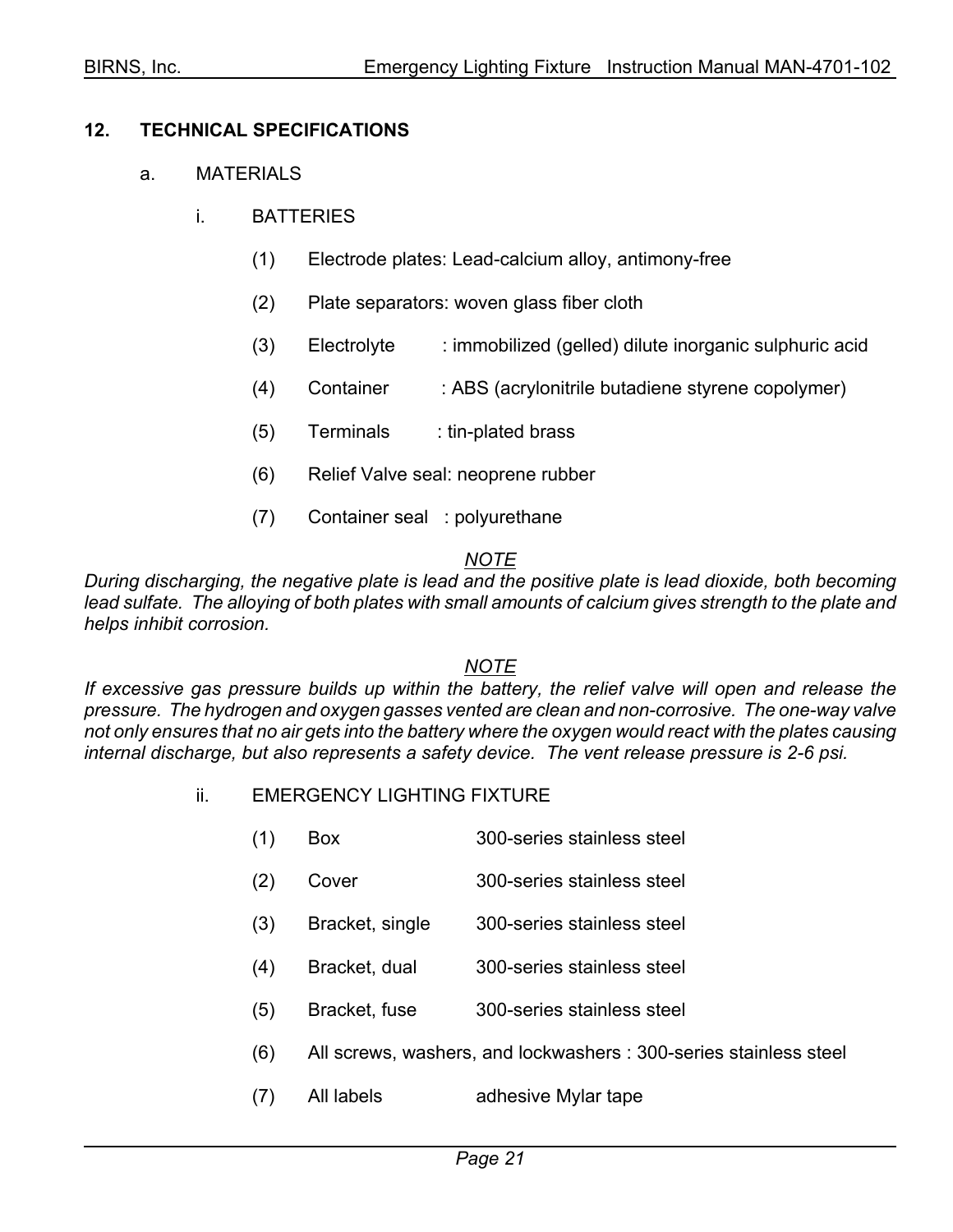## 12. TECHNICAL SPECIFICATIONS

### a. MATERIALS

#### i. BATTERIES

(1) Electrode plates: Lead-calcium alloy, antimony-free

(2) Plate separators: woven glass fiber cloth

(3) Electrolyte : immobilized (gelled) dilute inorganic sulphuric acid

(4) Container : ABS (acrylonitrile butadiene styrene copolymer)

(5) Terminals : tin-plated brass

(6) Relief Valve seal: neoprene rubber

(7) Container seal : polyurethane

*NOTE*

*During discharging, the negative plate is lead and the positive plate is lead dioxide, both becoming lead sulfate. The alloying of both plates with small amounts of calcium gives strength to the plate and helps inhibit corrosion.*

*NOTE*

*If excessive gas pressure builds up within the battery, the relief valve will open and release the pressure. The hydrogen and oxygen gasses vented are clean and non-corrosive. The one-way valve not only ensures that no air gets into the battery where the oxygen would react with the plates causing internal discharge, but also represents a safety device. The vent release pressure is 2-6 psi.*

#### ii. EMERGENCY LIGHTING FIXTURE

(1) Box 300-series stainless steel

(2) Cover 300-series stainless steel

(3) Bracket, single 300-series stainless steel

(4) Bracket, dual 300-series stainless steel

(5) Bracket, fuse 300-series stainless steel

(6) All screws, washers, and lockwashers : 300-series stainless steel

(7) All labels adhesive Mylar tape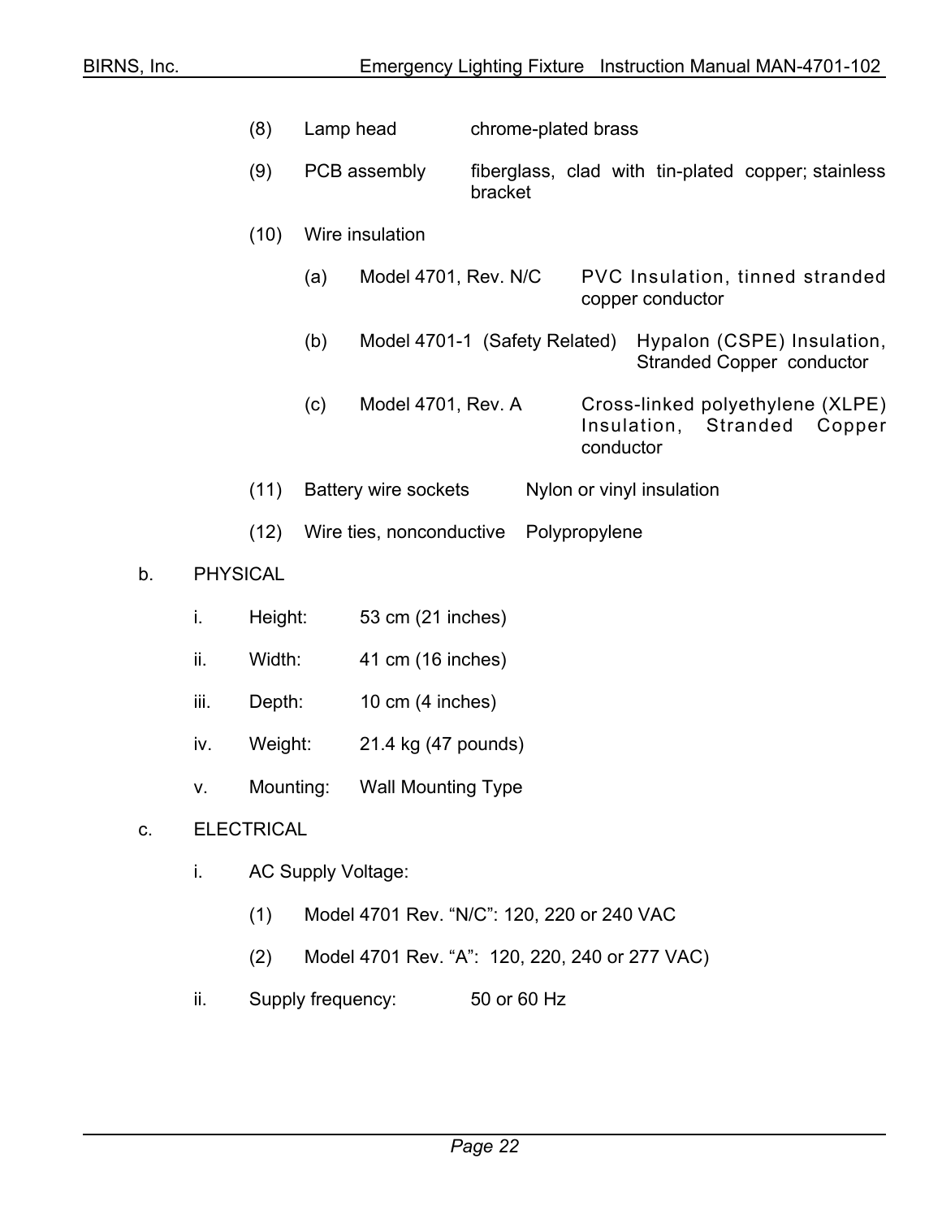(8) Lamp head chrome-plated brass

(9) PCB assembly fiberglass, clad with tin-plated copper; stainless bracket

(10) Wire insulation

(a) Model 4701, Rev. N/C PVC Insulation, tinned stranded copper conductor

(b) Model 4701-1 (Safety Related) Hypalon (CSPE) Insulation, Stranded Copper conductor

(c) Model 4701, Rev. A Cross-linked polyethylene (XLPE) Insulation, Stranded Copper conductor

(11) Battery wire sockets Nylon or vinyl insulation

(12) Wire ties, nonconductive Polypropylene

b. PHYSICAL

i. Height: 53 cm (21 inches)

ii. Width: 41 cm (16 inches)

iii. Depth: 10 cm (4 inches)

iv. Weight: 21.4 kg (47 pounds)

v. Mounting: Wall Mounting Type

c. ELECTRICAL

i. AC Supply Voltage:

(1) Model 4701 Rev. "N/C": 120, 220 or 240 VAC

(2) Model 4701 Rev. "A": 120, 220, 240 or 277 VAC)

ii. Supply frequency: 50 or 60 Hz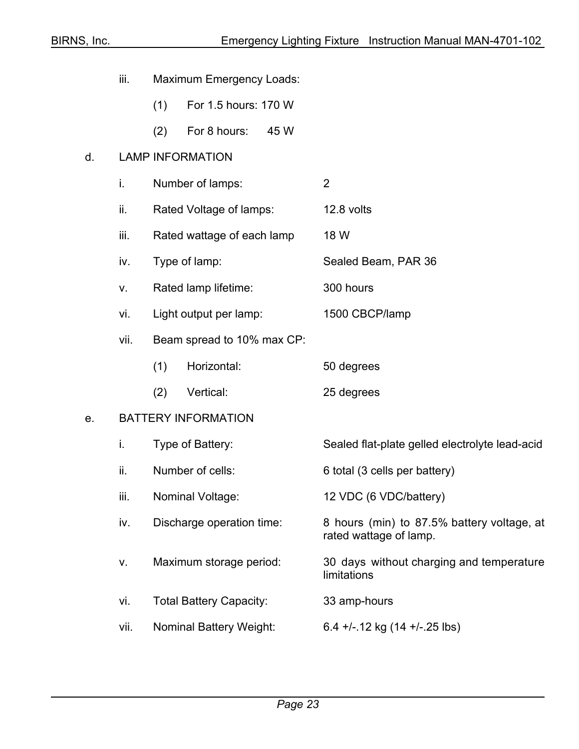iii. Maximum Emergency Loads:

(1) For 1.5 hours: 170 W

(2) For 8 hours: 45 W

d. LAMP INFORMATION

| | | |
|---|---|---|
| i. | Number of lamps: | 2 |
| ii. | Rated Voltage of lamps: | 12.8 volts |
| iii. | Rated wattage of each lamp | 18 W |
| iv. | Type of lamp: | Sealed Beam, PAR 36 |
| v. | Rated lamp lifetime: | 300 hours |
| vi. | Light output per lamp: | 1500 CBCP/lamp |
| vii. | Beam spread to 10% max CP: | |
| (1) | Horizontal: | 50 degrees |
| (2) | Vertical: | 25 degrees |

e. BATTERY INFORMATION

| | | |
|---|---|---|
| i. | Type of Battery: | Sealed flat-plate gelled electrolyte lead-acid |
| ii. | Number of cells: | 6 total (3 cells per battery) |
| iii. | Nominal Voltage: | 12 VDC (6 VDC/battery) |
| iv. | Discharge operation time: | 8 hours (min) to 87.5% battery voltage, at rated wattage of lamp. |
| v. | Maximum storage period: | 30 days without charging and temperature limitations |
| vi. | Total Battery Capacity: | 33 amp-hours |
| vii. | Nominal Battery Weight: | 6.4 +/-.12 kg (14 +/-.25 lbs) |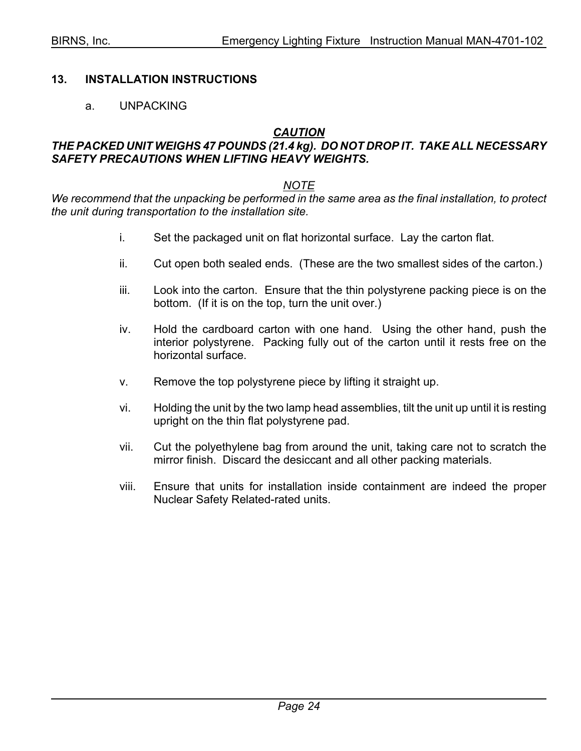## 13. INSTALLATION INSTRUCTIONS

### a. UNPACKING

***CAUTION***

***THE PACKED UNIT WEIGHS 47 POUNDS (21.4 kg). DO NOT DROP IT. TAKE ALL NECESSARY SAFETY PRECAUTIONS WHEN LIFTING HEAVY WEIGHTS.***

*NOTE*

*We recommend that the unpacking be performed in the same area as the final installation, to protect the unit during transportation to the installation site.*

i. Set the packaged unit on flat horizontal surface. Lay the carton flat.

ii. Cut open both sealed ends. (These are the two smallest sides of the carton.)

iii. Look into the carton. Ensure that the thin polystyrene packing piece is on the bottom. (If it is on the top, turn the unit over.)

iv. Hold the cardboard carton with one hand. Using the other hand, push the interior polystyrene. Packing fully out of the carton until it rests free on the horizontal surface.

v. Remove the top polystyrene piece by lifting it straight up.

vi. Holding the unit by the two lamp head assemblies, tilt the unit up until it is resting upright on the thin flat polystyrene pad.

vii. Cut the polyethylene bag from around the unit, taking care not to scratch the mirror finish. Discard the desiccant and all other packing materials.

viii. Ensure that units for installation inside containment are indeed the proper Nuclear Safety Related-rated units.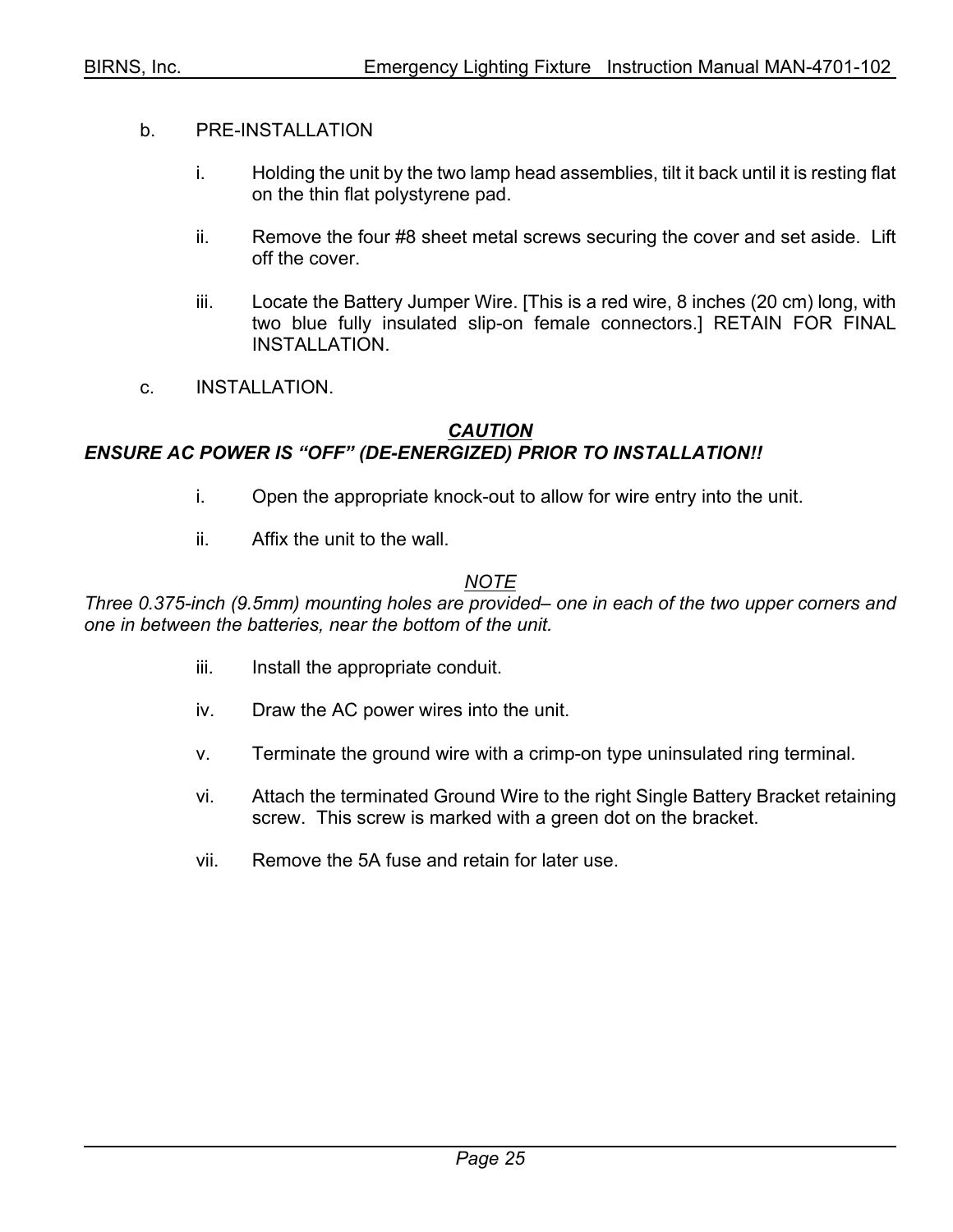b. PRE-INSTALLATION

i. Holding the unit by the two lamp head assemblies, tilt it back until it is resting flat on the thin flat polystyrene pad.

ii. Remove the four #8 sheet metal screws securing the cover and set aside. Lift off the cover.

iii. Locate the Battery Jumper Wire. [This is a red wire, 8 inches (20 cm) long, with two blue fully insulated slip-on female connectors.] RETAIN FOR FINAL INSTALLATION.

c. INSTALLATION.

***CAUTION***

***ENSURE AC POWER IS "OFF" (DE-ENERGIZED) PRIOR TO INSTALLATION!!***

i. Open the appropriate knock-out to allow for wire entry into the unit.

ii. Affix the unit to the wall.

*NOTE*

*Three 0.375-inch (9.5mm) mounting holes are provided– one in each of the two upper corners and one in between the batteries, near the bottom of the unit.*

iii. Install the appropriate conduit.

iv. Draw the AC power wires into the unit.

v. Terminate the ground wire with a crimp-on type uninsulated ring terminal.

vi. Attach the terminated Ground Wire to the right Single Battery Bracket retaining screw. This screw is marked with a green dot on the bracket.

vii. Remove the 5A fuse and retain for later use.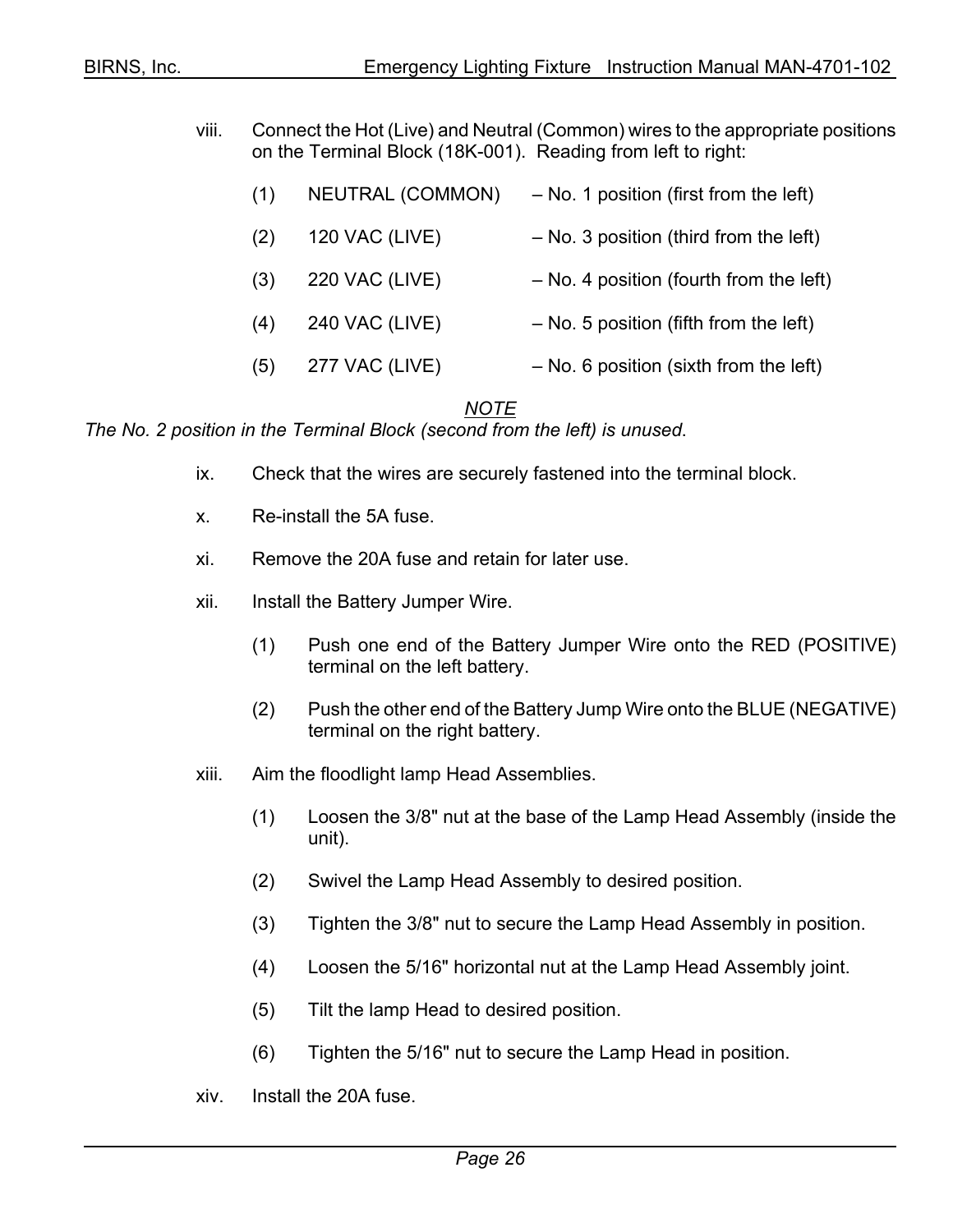viii. Connect the Hot (Live) and Neutral (Common) wires to the appropriate positions on the Terminal Block (18K-001). Reading from left to right:

   (1) NEUTRAL (COMMON) – No. 1 position (first from the left)

   (2) 120 VAC (LIVE) – No. 3 position (third from the left)

   (3) 220 VAC (LIVE) – No. 4 position (fourth from the left)

   (4) 240 VAC (LIVE) – No. 5 position (fifth from the left)

   (5) 277 VAC (LIVE) – No. 6 position (sixth from the left)

*NOTE*

*The No. 2 position in the Terminal Block (second from the left) is unused*.

ix. Check that the wires are securely fastened into the terminal block.

x. Re-install the 5A fuse.

xi. Remove the 20A fuse and retain for later use.

xii. Install the Battery Jumper Wire.

   (1) Push one end of the Battery Jumper Wire onto the RED (POSITIVE) terminal on the left battery.

   (2) Push the other end of the Battery Jump Wire onto the BLUE (NEGATIVE) terminal on the right battery.

xiii. Aim the floodlight lamp Head Assemblies.

   (1) Loosen the 3/8" nut at the base of the Lamp Head Assembly (inside the unit).

   (2) Swivel the Lamp Head Assembly to desired position.

   (3) Tighten the 3/8" nut to secure the Lamp Head Assembly in position.

   (4) Loosen the 5/16" horizontal nut at the Lamp Head Assembly joint.

   (5) Tilt the lamp Head to desired position.

   (6) Tighten the 5/16" nut to secure the Lamp Head in position.

xiv. Install the 20A fuse.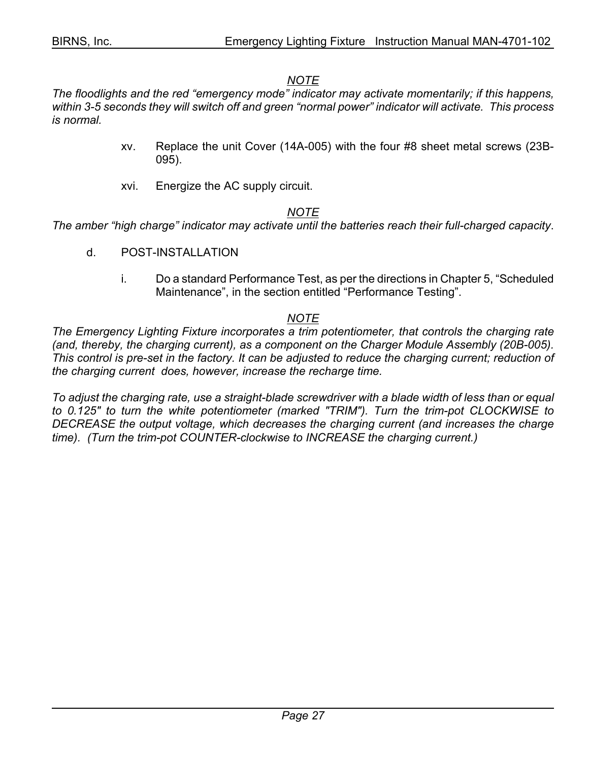*NOTE*

*The floodlights and the red "emergency mode" indicator may activate momentarily; if this happens, within 3-5 seconds they will switch off and green "normal power" indicator will activate. This process is normal.*

xv. Replace the unit Cover (14A-005) with the four #8 sheet metal screws (23B-095).

xvi. Energize the AC supply circuit.

*NOTE*

*The amber "high charge" indicator may activate until the batteries reach their full-charged capacity*.

d. POST-INSTALLATION

i. Do a standard Performance Test, as per the directions in Chapter 5, "Scheduled Maintenance", in the section entitled "Performance Testing".

*NOTE*

*The Emergency Lighting Fixture incorporates a trim potentiometer, that controls the charging rate (and, thereby, the charging current), as a component on the Charger Module Assembly (20B-005). This control is pre-set in the factory. It can be adjusted to reduce the charging current; reduction of the charging current does, however, increase the recharge time.*

*To adjust the charging rate, use a straight-blade screwdriver with a blade width of less than or equal to 0.125" to turn the white potentiometer (marked "TRIM"). Turn the trim-pot CLOCKWISE to DECREASE the output voltage, which decreases the charging current (and increases the charge time). (Turn the trim-pot COUNTER-clockwise to INCREASE the charging current.)*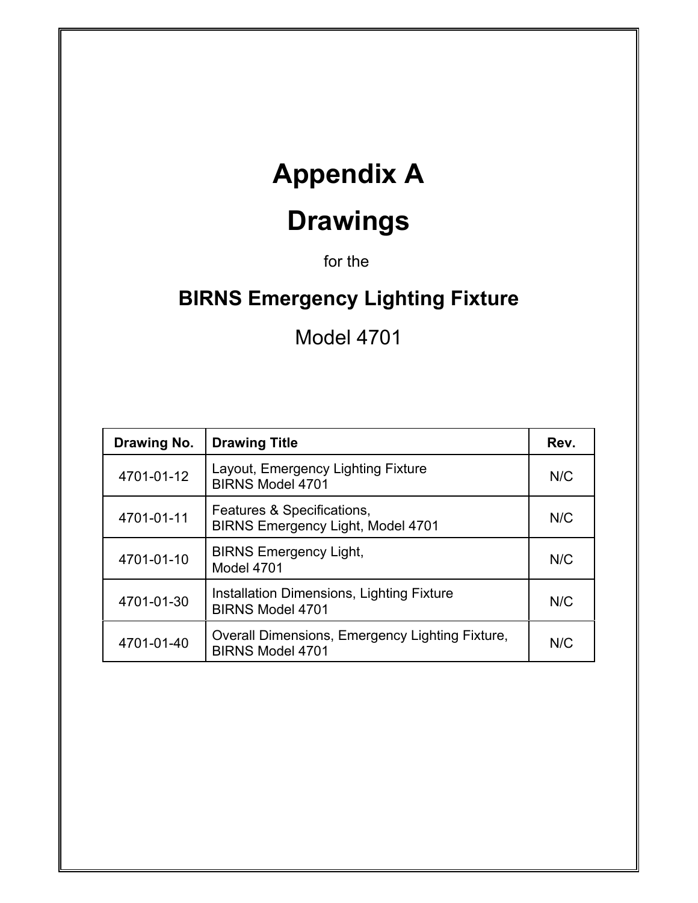# Appendix A

# Drawings

for the

## BIRNS Emergency Lighting Fixture

Model 4701

| Drawing No. | Drawing Title | Rev. |
|---|---|---|
| 4701-01-12 | Layout, Emergency Lighting Fixture BIRNS Model 4701 | N/C |
| 4701-01-11 | Features & Specifications, BIRNS Emergency Light, Model 4701 | N/C |
| 4701-01-10 | BIRNS Emergency Light, Model 4701 | N/C |
| 4701-01-30 | Installation Dimensions, Lighting Fixture BIRNS Model 4701 | N/C |
| 4701-01-40 | Overall Dimensions, Emergency Lighting Fixture, BIRNS Model 4701 | N/C |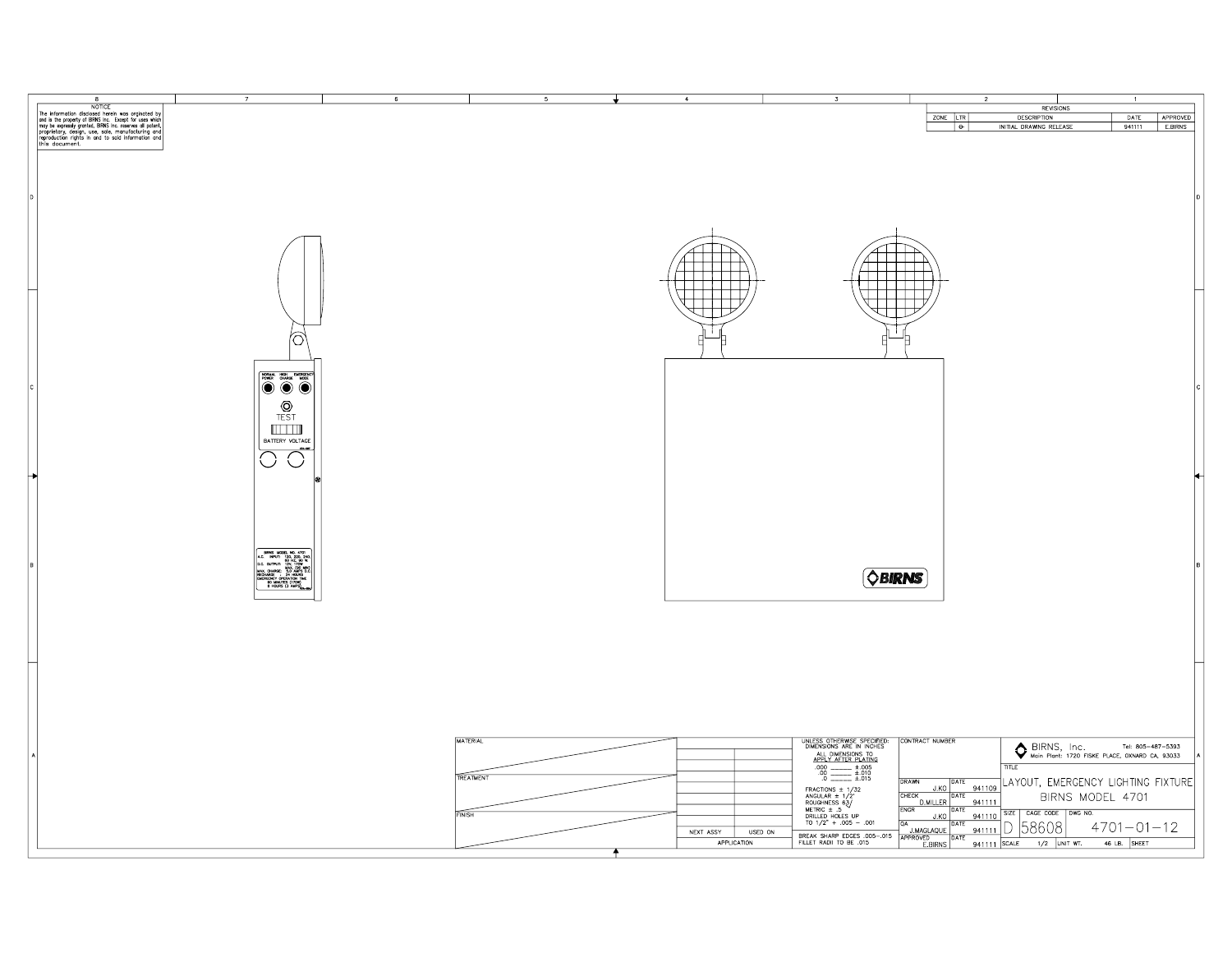**NOTICE**

The information disclosed herein was originated by and is the property of BIRNS Inc. Except for uses which may be expressly granted, BIRNS Inc. reserves all patent, proprietary, design, use, sale, manufacturing and reproduction rights in and to said information and this document.

**REVISIONS**

| ZONE | LTR | DESCRIPTION | DATE | APPROVED |
|---|---|---|---|---|
| | ⊖ | INITIAL DRAWING RELEASE | 941111 | E.BIRNS |

NORMAL POWER | HIGH CHARGE | EMERGENCY MODE

TEST

BATTERY VOLTAGE

BIRNS MODEL NO. 4701
A.C. INPUT: 120, 208, 240, 60 HZ, 90 W.
D.C. OUTPUT: 12V, 170W
MAX. CHARGE: 3.0 AMPS D.C.
RECHARGE: 24 HOURS
EMERGENCY OPERATION TIME
90 MINUTES (170W)
8 HOURS (2 AMPS)

BIRNS

| MATERIAL | | | UNLESS OTHERWISE SPECIFIED: DIMENSIONS ARE IN INCHES<br>ALL DIMENSIONS TO APPLY AFTER PLATING<br>.000 ±.005<br>.00 ±.010<br>.0 ±.015<br>FRACTIONS ± 1/32<br>ANGULAR ± 1/2°<br>ROUGHNESS 63/<br>METRIC ± .5<br>DRILLED HOLES UP TO 1/2" + .005 – .001 |
|---|---|---|---|
| TREATMENT | | | |
| FINISH | NEXT ASSY | USED ON | |
| | APPLICATION | | BREAK SHARP EDGES .005–.015<br>FILLET RADII TO BE .015 |

| CONTRACT NUMBER | | | |
|---|---|---|---|
| DRAWN | J.KO | DATE | 941109 |
| CHECK | D.MILLER | DATE | 941111 |
| ENGR | J.KO | DATE | 941110 |
| QA | J.MAGLAQUE | DATE | 941111 |
| APPROVED | E.BIRNS | DATE | 941111 |

BIRNS, Inc. Tel: 805-487-5393
Main Plant: 1720 FISKE PLACE, OXNARD CA, 93033

TITLE: LAYOUT, EMERGENCY LIGHTING FIXTURE BIRNS MODEL 4701

| SIZE | CAGE CODE | DWG NO. |
|---|---|---|
| D | 58608 | 4701–01–12 |

SCALE 1/2 | UNIT WT. 46 LB. | SHEET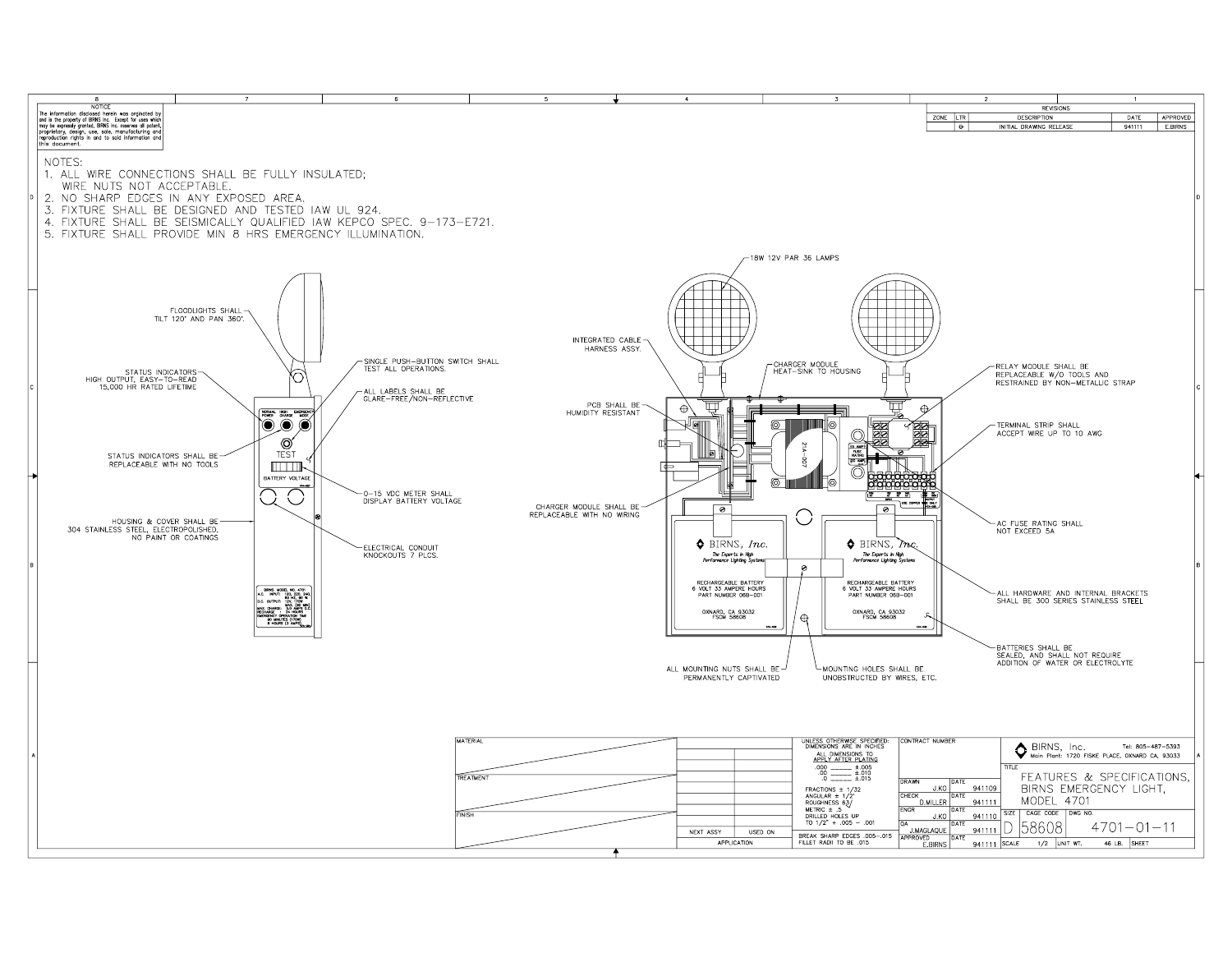NOTICE

The information disclosed herein was originated by and is the property of BIRNS Inc. Except for uses which may be expressly granted, BIRNS Inc. reserves all patent, proprietary, design, use, sale, manufacturing and reproduction rights in and to said information and this document.

| REVISIONS | | | | |
|---|---|---|---|---|
| ZONE | LTR | DESCRIPTION | DATE | APPROVED |
| | - | INITIAL DRAWING RELEASE | 941111 | E.BIRNS |

NOTES:

1. ALL WIRE CONNECTIONS SHALL BE FULLY INSULATED; WIRE NUTS NOT ACCEPTABLE.
2. NO SHARP EDGES IN ANY EXPOSED AREA.
3. FIXTURE SHALL BE DESIGNED AND TESTED IAW UL 924.
4. FIXTURE SHALL BE SEISMICALLY QUALIFIED IAW KEPCO SPEC. 9-173-E721.
5. FIXTURE SHALL PROVIDE MIN 8 HRS EMERGENCY ILLUMINATION.

FLOODLIGHTS SHALL TILT 120° AND PAN 360°.

STATUS INDICATORS HIGH OUTPUT, EASY-TO-READ 15,000 HR RATED LIFETIME

SINGLE PUSH-BUTTON SWITCH SHALL TEST ALL OPERATIONS.

ALL LABELS SHALL BE GLARE-FREE/NON-REFLECTIVE

NORMAL POWER · HIGH CHARGE · EMERGENCY MODE

TEST

BATTERY VOLTAGE

STATUS INDICATORS SHALL BE REPLACEABLE WITH NO TOOLS

0-15 VDC METER SHALL DISPLAY BATTERY VOLTAGE

HOUSING & COVER SHALL BE 304 STAINLESS STEEL, ELECTROPOLISHED, NO PAINT OR COATINGS

ELECTRICAL CONDUIT KNOCKOUTS 7 PLCS.

18W 12V PAR 36 LAMPS

INTEGRATED CABLE HARNESS ASSY.

CHARGER MODULE HEAT-SINK TO HOUSING

RELAY MODULE SHALL BE REPLACEABLE W/O TOOLS AND RESTRAINED BY NON-METALLIC STRAP

PCB SHALL BE HUMIDITY RESISTANT

TERMINAL STRIP SHALL ACCEPT WIRE UP TO 10 AWG

CHARGER MODULE SHALL BE REPLACEABLE WITH NO WIRING

AC FUSE RATING SHALL NOT EXCEED 5A

BIRNS, Inc. The Experts in High Performance Lighting Systems

RECHARGEABLE BATTERY 6 VOLT 33 AMPERE HOURS PART NUMBER 068-001

OXNARD, CA 93032 FSCM 58608

ALL HARDWARE AND INTERNAL BRACKETS SHALL BE 300 SERIES STAINLESS STEEL

BATTERIES SHALL BE SEALED, AND SHALL NOT REQUIRE ADDITION OF WATER OR ELECTROLYTE

ALL MOUNTING NUTS SHALL BE PERMANENTLY CAPTIVATED

MOUNTING HOLES SHALL BE UNOBSTRUCTED BY WIRES, ETC.

| MATERIAL | | | |
|---|---|---|---|
| TREATMENT | | | |
| FINISH | | | |
| | NEXT ASSY | USED ON | |
| | APPLICATION | | |

UNLESS OTHERWISE SPECIFIED: DIMENSIONS ARE IN INCHES

ALL DIMENSIONS TO APPLY AFTER PLATING

.000 ±.005
.00 ±.010
.0 ±.015

FRACTIONS ± 1/32
ANGULAR ± 1/2°
ROUGHNESS 63/
METRIC ± .5
DRILLED HOLES UP TO 1/2" + .005 - .001

BREAK SHARP EDGES .005-.015
FILLET RADII TO BE .015

| CONTRACT NUMBER | | |
|---|---|---|
| DRAWN J.KO | DATE | 941109 |
| CHECK D.MILLER | DATE | 941111 |
| ENGR J.KO | DATE | 941110 |
| QA J.MAGLAQUE | DATE | 941111 |
| APPROVED E.BIRNS | DATE | 941111 |

BIRNS, Inc. Tel: 805-487-5393
Main Plant: 1720 FISKE PLACE, OXNARD CA, 93033

TITLE: FEATURES & SPECIFICATIONS, BIRNS EMERGENCY LIGHT, MODEL 4701

| SIZE | CAGE CODE | DWG NO. |
|---|---|---|
| D | 58608 | 4701-01-11 |

SCALE 1/2 UNIT WT. 46 LB. SHEET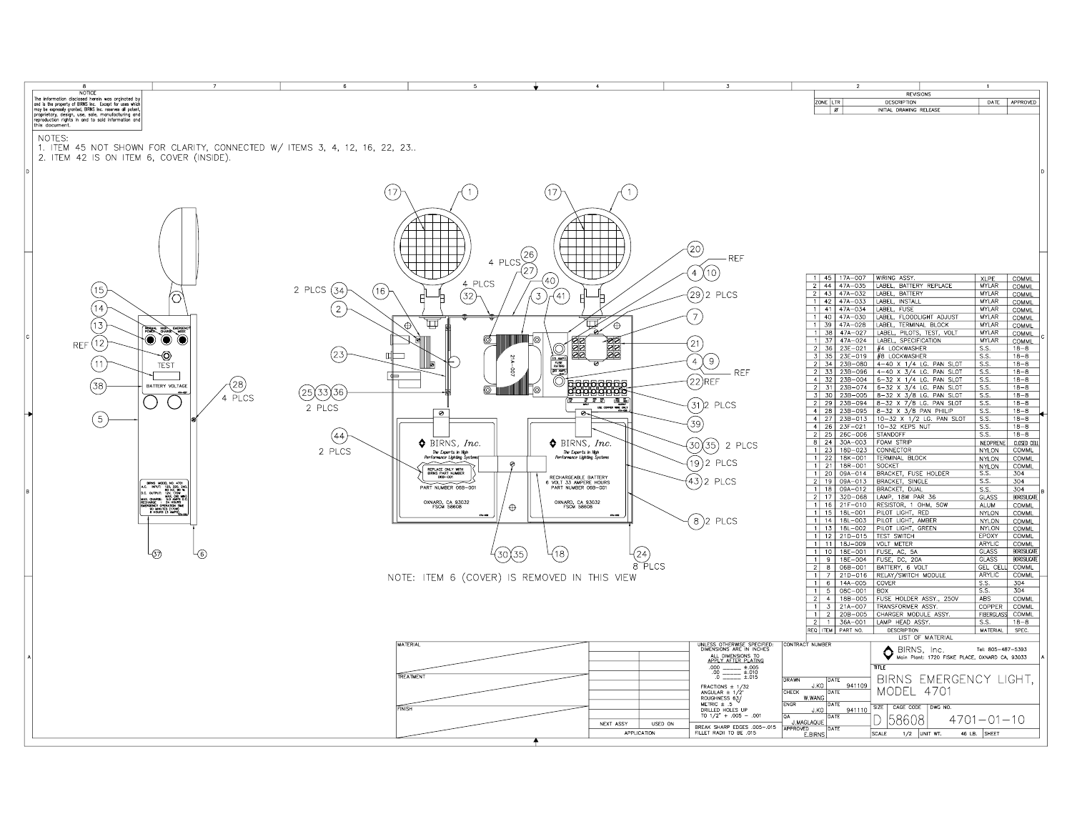NOTICE

The information disclosed herein was originated by and is the property of BIRNS Inc. Except for uses which may be expressly granted, BIRNS Inc. reserves all patent, proprietary, design, use, sale, manufacturing and reproduction rights in and to said information and this document.

NOTES:

1. ITEM 45 NOT SHOWN FOR CLARITY, CONNECTED W/ ITEMS 3, 4, 12, 16, 22, 23..
2. ITEM 42 IS ON ITEM 6, COVER (INSIDE).

NOTE: ITEM 6 (COVER) IS REMOVED IN THIS VIEW

| REVISIONS | | | | |
|---|---|---|---|---|
| ZONE | LTR | DESCRIPTION | DATE | APPROVED |
| | Ø | INITIAL DRAWING RELEASE | | |

LIST OF MATERIAL

| REQ | ITEM | PART NO. | DESCRIPTION | MATERIAL | SPEC. |
|---|---|---|---|---|---|
| 1 | 45 | 17A-007 | WIRING ASSY. | XLPE | COMML |
| 2 | 44 | 47A-035 | LABEL, BATTERY REPLACE | MYLAR | COMML |
| 2 | 43 | 47A-032 | LABEL, BATTERY | MYLAR | COMML |
| 1 | 42 | 47A-033 | LABEL, INSTALL | MYLAR | COMML |
| 1 | 41 | 47A-034 | LABEL, FUSE | MYLAR | COMML |
| 1 | 40 | 47A-030 | LABEL, FLOODLIGHT ADJUST | MYLAR | COMML |
| 1 | 39 | 47A-028 | LABEL, TERMINAL BLOCK | MYLAR | COMML |
| 1 | 38 | 47A-027 | LABEL, PILOTS, TEST, VOLT | MYLAR | COMML |
| 1 | 37 | 47A-024 | LABEL, SPECIFICATION | MYLAR | COMML |
| 2 | 36 | 23E-021 | #4 LOCKWASHER | S.S. | 18-8 |
| 3 | 35 | 23E-019 | #8 LOCKWASHER | S.S. | 18-8 |
| 2 | 34 | 23B-080 | 4-40 X 1/4 LG. PAN SLOT | S.S. | 18-8 |
| 2 | 33 | 23B-096 | 4-40 X 3/4 LG. PAN SLOT | S.S. | 18-8 |
| 4 | 32 | 23B-004 | 6-32 X 1/4 LG. PAN SLOT | S.S. | 18-8 |
| 2 | 31 | 23B-074 | 6-32 X 3/4 LG. PAN SLOT | S.S. | 18-8 |
| 3 | 30 | 23B-005 | 8-32 X 3/8 LG. PAN SLOT | S.S. | 18-8 |
| 2 | 29 | 23B-094 | 8-32 X 7/8 LG. PAN SLOT | S.S. | 18-8 |
| 4 | 28 | 23B-095 | 8-32 X 3/8 PAN PHILIP | S.S. | 18-8 |
| 4 | 27 | 23B-013 | 10-32 X 1/2 LG. PAN SLOT | S.S. | 18-8 |
| 4 | 26 | 23F-021 | 10-32 KEPS NUT | S.S. | 18-8 |
| 2 | 25 | 26C-006 | STANDOFF | S.S. | 18-8 |
| 8 | 24 | 30A-003 | FOAM STRIP | NEOPRENE | CLOSED CELL |
| 1 | 23 | 18D-023 | CONNECTOR | NYLON | COMML |
| 1 | 22 | 18K-001 | TERMINAL BLOCK | NYLON | COMML |
| 1 | 21 | 18R-001 | SOCKET | NYLON | COMML |
| 1 | 20 | 09A-014 | BRACKET, FUSE HOLDER | S.S. | 304 |
| 2 | 19 | 09A-013 | BRACKET, SINGLE | S.S. | 304 |
| 1 | 18 | 09A-012 | BRACKET, DUAL | S.S. | 304 |
| 2 | 17 | 32D-068 | LAMP, 18W PAR 36 | GLASS | BOROSILICATE |
| 1 | 16 | 21F-010 | RESISTOR, 1 OHM, 50W | ALUM | COMML |
| 1 | 15 | 18L-001 | PILOT LIGHT, RED | NYLON | COMML |
| 1 | 14 | 18L-003 | PILOT LIGHT, AMBER | NYLON | COMML |
| 1 | 13 | 18L-002 | PILOT LIGHT, GREEN | NYLON | COMML |
| 1 | 12 | 21D-015 | TEST SWITCH | EPOXY | COMML |
| 1 | 11 | 18J-009 | VOLT METER | ARYLIC | COMML |
| 1 | 10 | 18E-001 | FUSE, AC, 5A | GLASS | BOROSILICATE |
| 1 | 9 | 18E-004 | FUSE, DC, 20A | GLASS | BOROSILICATE |
| 2 | 8 | 06B-001 | BATTERY, 6 VOLT | GEL CELL | COMML |
| 1 | 7 | 21D-016 | RELAY/SWITCH MODULE | ARYLIC | COMML |
| 1 | 6 | 14A-005 | COVER | S.S. | 304 |
| 1 | 5 | 08C-001 | BOX | S.S. | 304 |
| 2 | 4 | 18B-005 | FUSE HOLDER ASSY., 250V | ABS | COMML |
| 1 | 3 | 21A-007 | TRANSFORMER ASSY. | COPPER | COMML |
| 1 | 2 | 20B-005 | CHARGER MODULE ASSY. | FIBERGLASS | COMML |
| 2 | 1 | 36A-001 | LAMP HEAD ASSY. | S.S. | 18-8 |

UNLESS OTHERWISE SPECIFIED: DIMENSIONS ARE IN INCHES
ALL DIMENSIONS TO APPLY AFTER PLATING
.000 ±.005
.00 ±.010
.0 ±.015
FRACTIONS ± 1/32
ANGULAR ± 1/2°
ROUGHNESS 63/
METRIC ± .5
DRILLED HOLES UP TO 1/2" + .005 - .001
BREAK SHARP EDGES .005-.015
FILLET RADII TO BE .015

| | | |
|---|---|---|
| DRAWN | J.KO | DATE 941109 |
| CHECK | W.WANG | DATE |
| ENGR | J.KO | DATE 941110 |
| QA | J.MAGLAQUE | DATE |
| APPROVED | E.BIRNS | DATE |

BIRNS, Inc. Tel: 805-487-5393
Main Plant: 1720 FISKE PLACE, OXNARD CA, 93033

TITLE: BIRNS EMERGENCY LIGHT, MODEL 4701

SIZE D | CAGE CODE 58608 | DWG NO. 4701-01-10

SCALE 1/2 | UNIT WT. 46 LB. | SHEET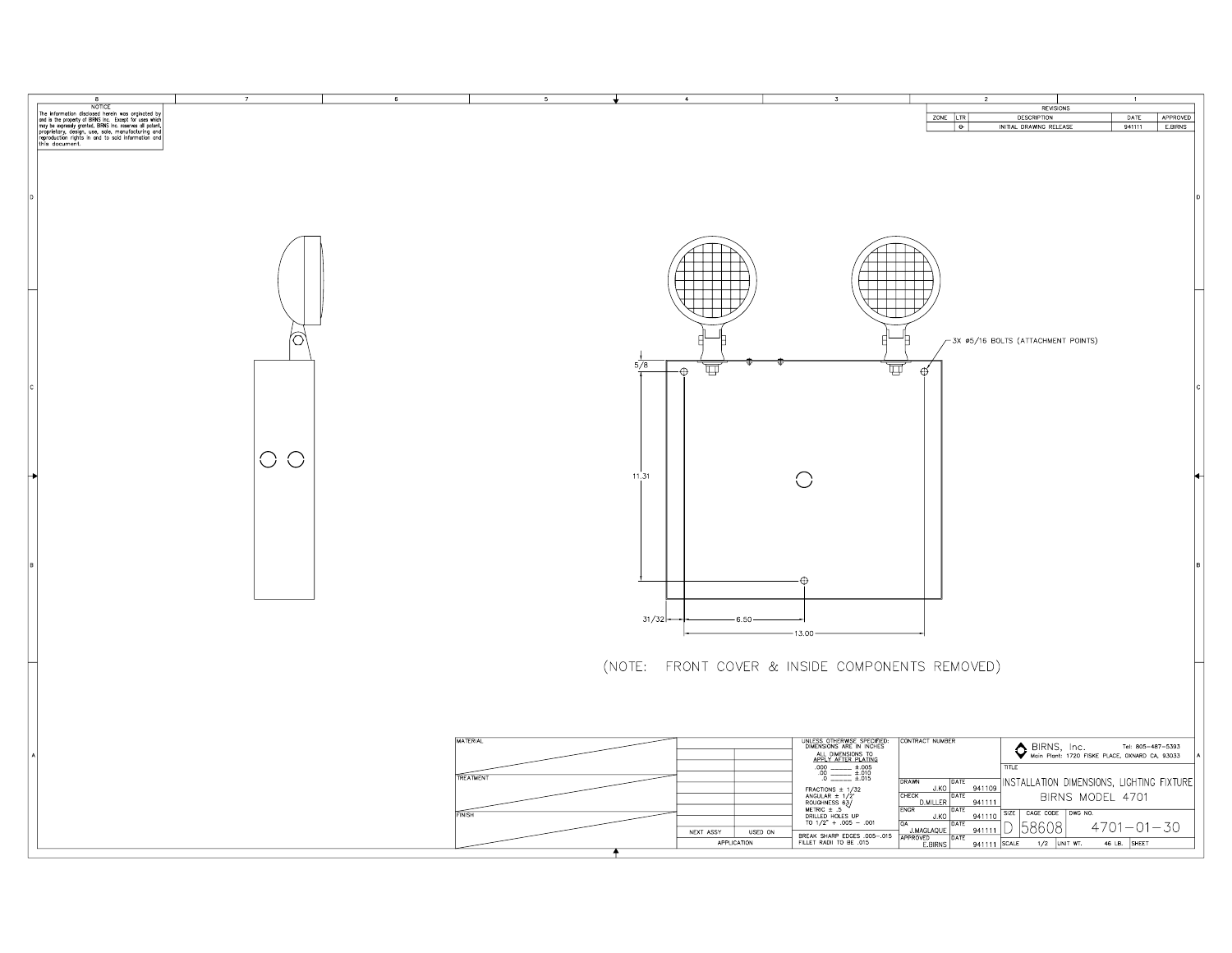NOTICE

The information disclosed herein was originated by and is the property of BIRNS Inc. Except for uses which may be expressly granted, BIRNS Inc. reserves all patent, proprietary, design, use, sale, manufacturing and reproduction rights in and to said information and this document.

| REVISIONS | | | | |
|---|---|---|---|---|
| ZONE | LTR | DESCRIPTION | DATE | APPROVED |
| | Θ | INITIAL DRAWING RELEASE | 941111 | E.BIRNS |

3X ø5/16 BOLTS (ATTACHMENT POINTS)

5/8

11.31

31/32

6.50

13.00

(NOTE: FRONT COVER & INSIDE COMPONENTS REMOVED)

MATERIAL

TREATMENT

FINISH

| NEXT ASSY | USED ON |
|---|---|
| APPLICATION | |

UNLESS OTHERWISE SPECIFIED: DIMENSIONS ARE IN INCHES

ALL DIMENSIONS TO APPLY AFTER PLATING

.000 ——— ±.005
.00 ——— ±.010
.0 ——— ±.015

FRACTIONS ± 1/32
ANGULAR ± 1/2°
ROUGHNESS 63/
METRIC ± .5
DRILLED HOLES UP TO 1/2" + .005 - .001

BREAK SHARP EDGES .005-.015
FILLET RADII TO BE .015

CONTRACT NUMBER

| | | DATE |
|---|---|---|
| DRAWN | J.KO | 941109 |
| CHECK | D.MILLER | 941111 |
| ENGR | J.KO | 941110 |
| QA | J.MAGLAQUE | 941111 |
| APPROVED | E.BIRNS | 941111 |

BIRNS, Inc. Main Plant: 1720 FISKE PLACE, OXNARD CA, 93033 Tel: 805-487-5393

TITLE

INSTALLATION DIMENSIONS, LIGHTING FIXTURE BIRNS MODEL 4701

| SIZE | CAGE CODE | DWG NO. |
|---|---|---|
| D | 58608 | 4701-01-30 |

SCALE 1/2 UNIT WT. 46 LB. SHEET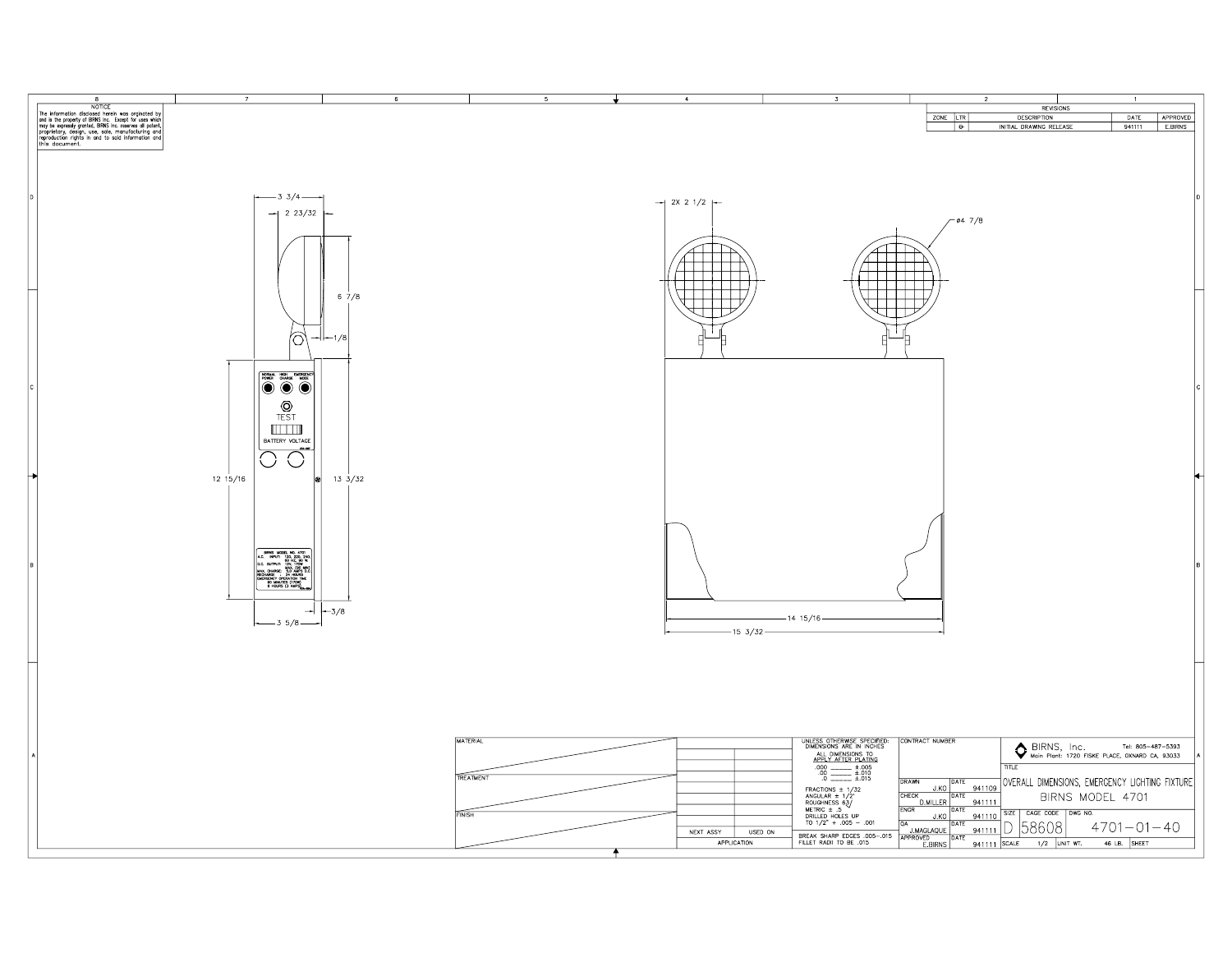NOTICE

The information disclosed herein was originated by and is the property of BIRNS Inc. Except for uses which may be expressly granted, BIRNS Inc. reserves all patent, proprietary, design, use, sale, manufacturing and reproduction rights in and to said information and this document.

| REVISIONS | | | | |
|---|---|---|---|---|
| ZONE | LTR | DESCRIPTION | DATE | APPROVED |
| | ⊖ | INITIAL DRAWING RELEASE | 941111 | E.BIRNS |

3 3/4

2 23/32

6 7/8

1/8

12 15/16

13 3/32

3 5/8

3/8

NORMAL POWER HIGH CHARGE EMERGENCY MODE

TEST

BATTERY VOLTAGE

BIRNS MODEL NO. 4701
A.C. INPUT: 120, 220, 240, 60 HZ, 90 W
D.C. OUTPUT: 12V, 170W MAX. (5/8 MIN)
MAX. CHARGE: 3.0 AMPS D.C.
RECHARGE: 24 HOURS
EMERGENCY OPERATION TIME
90 MINUTES (170W)
8 HOURS (2 AMPS)

2X 2 1/2

⌀4 7/8

14 15/16

15 3/32

| MATERIAL | | |
|---|---|---|
| TREATMENT | | |
| FINISH | NEXT ASSY | USED ON |
| | APPLICATION | |

UNLESS OTHERWISE SPECIFIED:
DIMENSIONS ARE IN INCHES
ALL DIMENSIONS TO APPLY AFTER PLATING
.000 ——— ±.005
.00 ——— ±.010
.0 ——— ±.015
FRACTIONS ± 1/32
ANGULAR ± 1/2°
ROUGHNESS 63/
METRIC ± .5
DRILLED HOLES UP TO 1/2" + .005 − .001

BREAK SHARP EDGES .005−.015
FILLET RADII TO BE .015

| CONTRACT NUMBER | |
|---|---|
| DRAWN J.KO | DATE 941109 |
| CHECK D.MILLER | DATE 941111 |
| ENGR J.KO | DATE 941110 |
| QA J.MAGLAQUE | DATE 941111 |
| APPROVED E.BIRNS | DATE 941111 |

BIRNS, Inc. Tel: 805-487-5393
Main Plant: 1720 FISKE PLACE, OXNARD CA, 93033

TITLE
OVERALL DIMENSIONS, EMERGENCY LIGHTING FIXTURE
BIRNS MODEL 4701

| SIZE | CAGE CODE | DWG NO. |
|---|---|---|
| D | 58608 | 4701−01−40 |
| SCALE 1/2 | UNIT WT. 46 LB. | SHEET |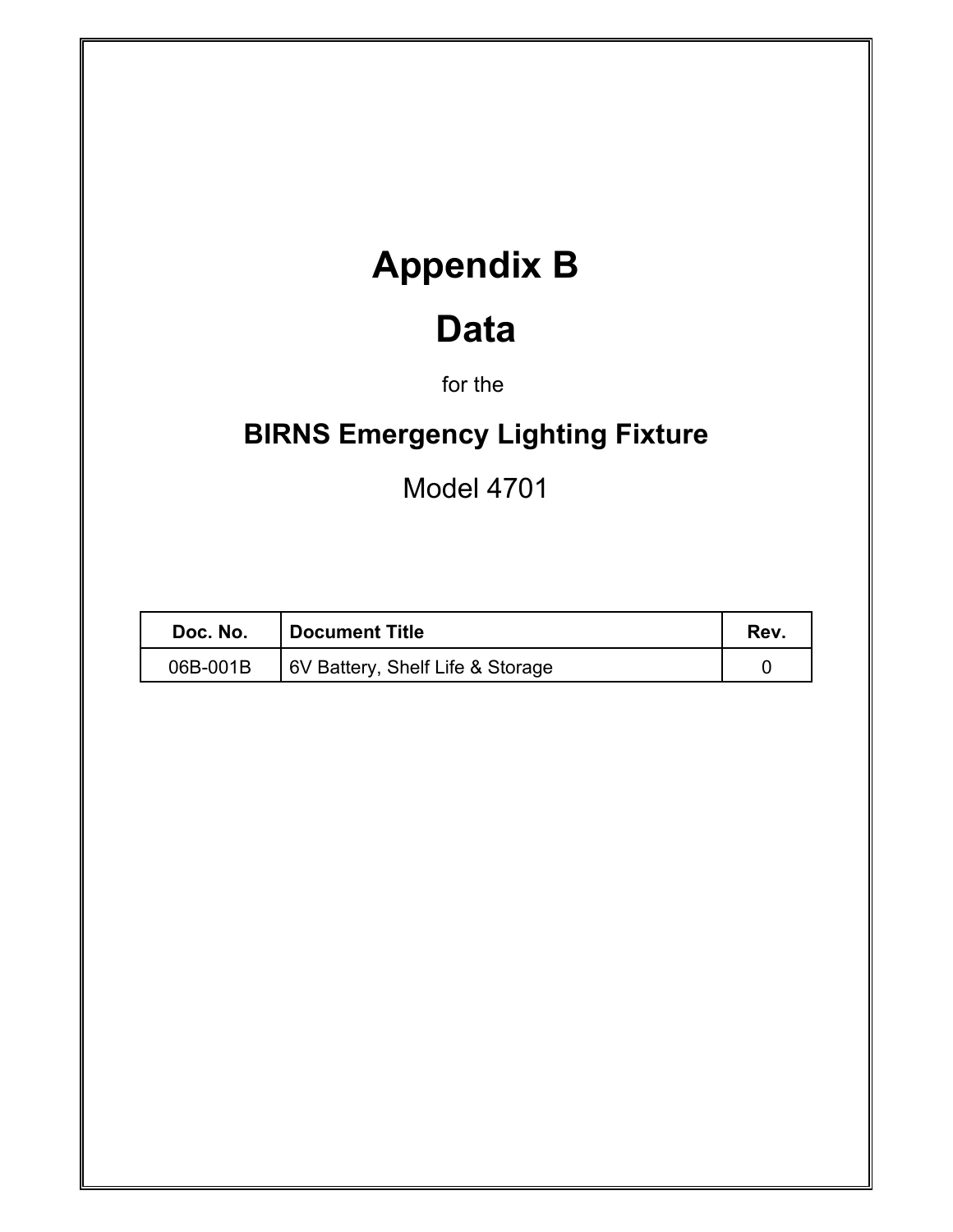# Appendix B

# Data

for the

## BIRNS Emergency Lighting Fixture

Model 4701

| Doc. No. | Document Title | Rev. |
|---|---|---|
| 06B-001B | 6V Battery, Shelf Life & Storage | 0 |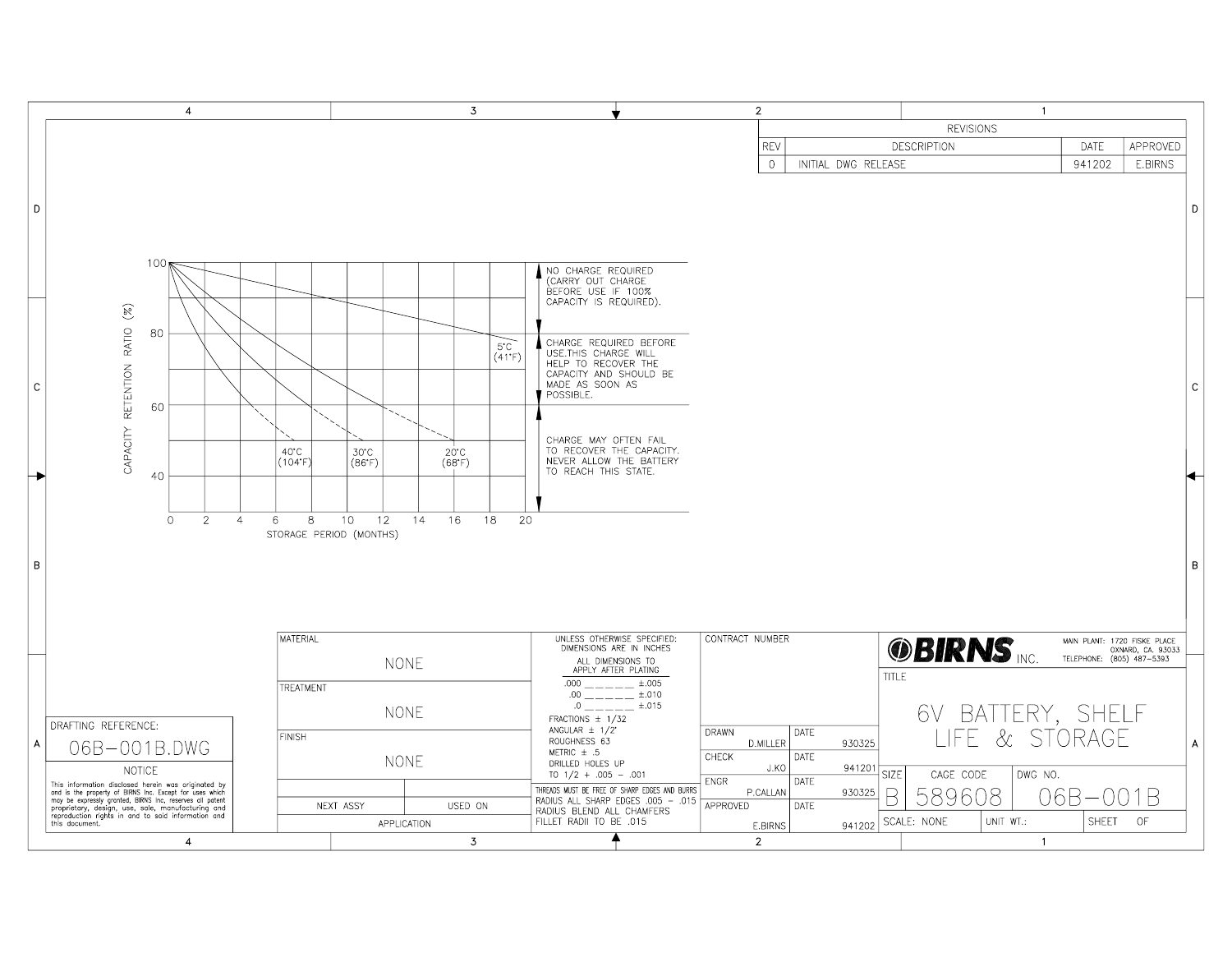## REVISIONS

| REV | DESCRIPTION | DATE | APPROVED |
|---|---|---|---|
| 0 | INITIAL DWG RELEASE | 941202 | E.BIRNS |

CAPACITY RETENTION RATIO (%)

100
80
60
40

0 2 4 6 8 10 12 14 16 18 20

STORAGE PERIOD (MONTHS)

5°C (41°F)

40°C (104°F)

30°C (86°F)

20°C (68°F)

NO CHARGE REQUIRED (CARRY OUT CHARGE BEFORE USE IF 100% CAPACITY IS REQUIRED).

CHARGE REQUIRED BEFORE USE. THIS CHARGE WILL HELP TO RECOVER THE CAPACITY AND SHOULD BE MADE AS SOON AS POSSIBLE.

CHARGE MAY OFTEN FAIL TO RECOVER THE CAPACITY. NEVER ALLOW THE BATTERY TO REACH THIS STATE.

DRAFTING REFERENCE:

06B-001B.DWG

NOTICE

This information disclosed herein was originated by and is the property of BIRNS Inc. Except for uses which may be expressly granted, BIRNS Inc. reserves all patent proprietary, design, use, sale, manufacturing and reproduction rights in and to said information and this document.

MATERIAL: NONE

TREATMENT: NONE

FINISH: NONE

| NEXT ASSY | USED ON |
|---|---|
| APPLICATION | |

UNLESS OTHERWISE SPECIFIED:
DIMENSIONS ARE IN INCHES
ALL DIMENSIONS TO APPLY AFTER PLATING
.000 ______ ±.005
.00 ______ ±.010
.0 ______ ±.015
FRACTIONS ± 1/32
ANGULAR ± 1/2°
ROUGHNESS 63
METRIC ± .5
DRILLED HOLES UP TO 1/2 + .005 - .001

THREADS MUST BE FREE OF SHARP EDGES AND BURRS
RADIUS ALL SHARP EDGES .005 - .015
RADIUS BLEND ALL CHAMFERS
FILLET RADII TO BE .015

CONTRACT NUMBER

| | | DATE |
|---|---|---|
| DRAWN | D.MILLER | 930325 |
| CHECK | J.KO | 941201 |
| ENGR | P.CALLAN | 930325 |
| APPROVED | E.BIRNS | 941202 |

**BIRNS** INC.

MAIN PLANT: 1720 FISKE PLACE
OXNARD, CA. 93033
TELEPHONE: (805) 487-5393

TITLE

6V BATTERY, SHELF LIFE & STORAGE

| SIZE | CAGE CODE | DWG NO. |
|---|---|---|
| B | 589608 | 06B-001B |

SCALE: NONE | UNIT WT.: | SHEET OF